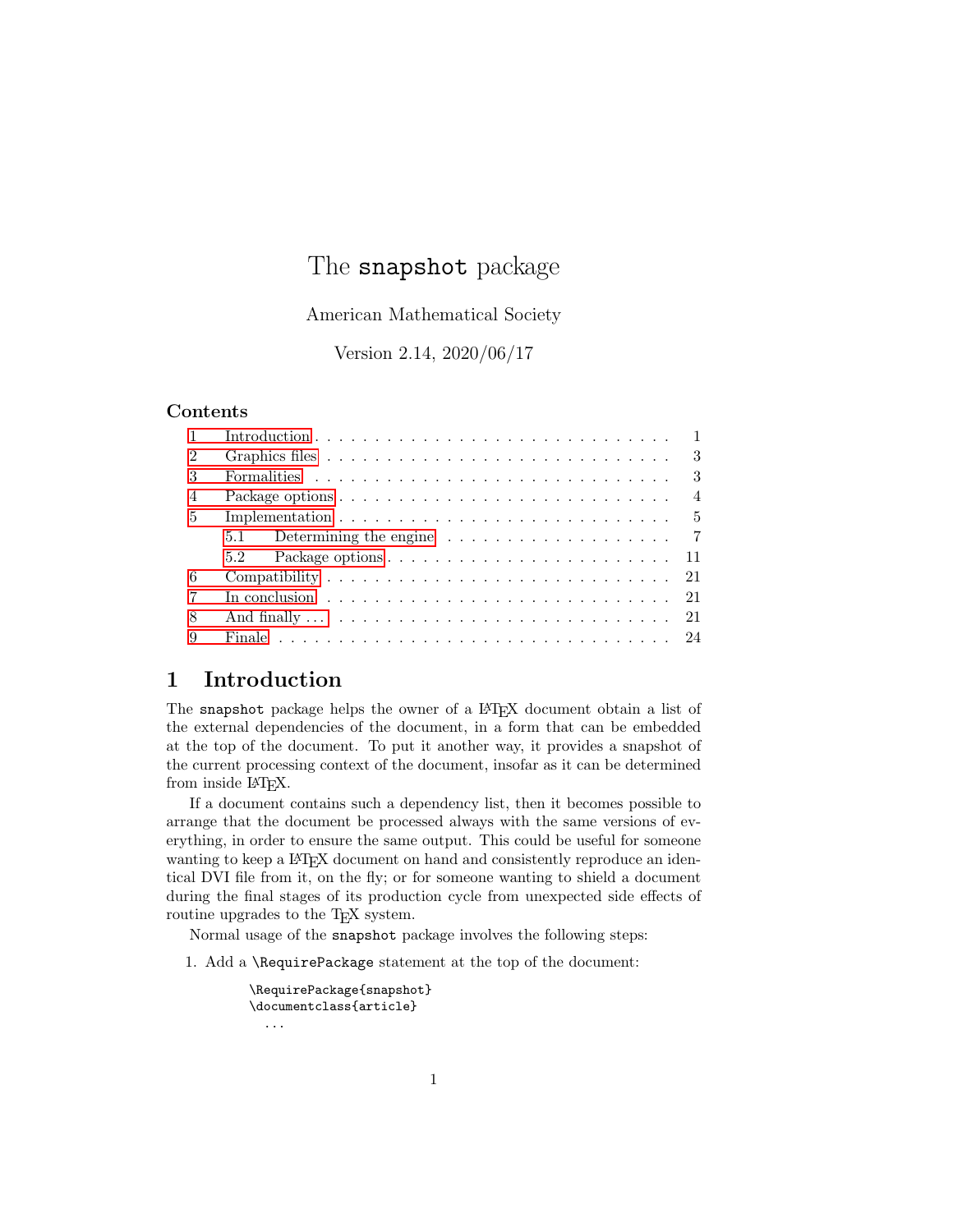# The `snapshot` package

American Mathematical Society

Version 2.14, 2020/06/17

## Contents

| | | |
|---|---|---|
| 1 | Introduction | 1 |
| 2 | Graphics files | 3 |
| 3 | Formalities | 3 |
| 4 | Package options | 4 |
| 5 | Implementation | 5 |
| 5.1 | Determining the engine | 7 |
| 5.2 | Package options | 11 |
| 6 | Compatibility | 21 |
| 7 | In conclusion | 21 |
| 8 | And finally ... | 21 |
| 9 | Finale | 24 |

## 1 Introduction

The `snapshot` package helps the owner of a LaTeX document obtain a list of the external dependencies of the document, in a form that can be embedded at the top of the document. To put it another way, it provides a snapshot of the current processing context of the document, insofar as it can be determined from inside LaTeX.

If a document contains such a dependency list, then it becomes possible to arrange that the document be processed always with the same versions of everything, in order to ensure the same output. This could be useful for someone wanting to keep a LaTeX document on hand and consistently reproduce an identical DVI file from it, on the fly; or for someone wanting to shield a document during the final stages of its production cycle from unexpected side effects of routine upgrades to the TeX system.

Normal usage of the `snapshot` package involves the following steps:

1. Add a `\RequirePackage` statement at the top of the document:

```
\RequirePackage{snapshot}
\documentclass{article}
  ...
```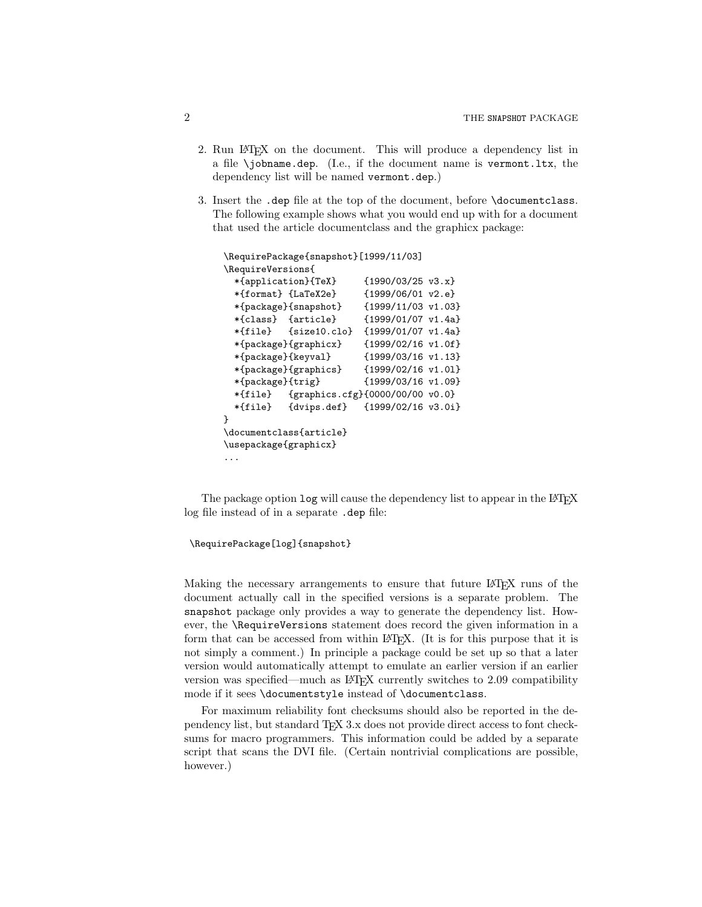2. Run LaTeX on the document. This will produce a dependency list in a file `\jobname.dep`. (I.e., if the document name is `vermont.ltx`, the dependency list will be named `vermont.dep`.)

3. Insert the `.dep` file at the top of the document, before `\documentclass`. The following example shows what you would end up with for a document that used the article documentclass and the graphicx package:

```
\RequirePackage{snapshot}[1999/11/03]
\RequireVersions{
  *{application}{TeX}     {1990/03/25 v3.x}
  *{format} {LaTeX2e}     {1999/06/01 v2.e}
  *{package}{snapshot}    {1999/11/03 v1.03}
  *{class}  {article}     {1999/01/07 v1.4a}
  *{file}   {size10.clo}  {1999/01/07 v1.4a}
  *{package}{graphicx}    {1999/02/16 v1.0f}
  *{package}{keyval}      {1999/03/16 v1.13}
  *{package}{graphics}    {1999/02/16 v1.0l}
  *{package}{trig}        {1999/03/16 v1.09}
  *{file}   {graphics.cfg}{0000/00/00 v0.0}
  *{file}   {dvips.def}   {1999/02/16 v3.0i}
}
\documentclass{article}
\usepackage{graphicx}
...
```

The package option `log` will cause the dependency list to appear in the LaTeX log file instead of in a separate `.dep` file:

```
\RequirePackage[log]{snapshot}
```

Making the necessary arrangements to ensure that future LaTeX runs of the document actually call in the specified versions is a separate problem. The `snapshot` package only provides a way to generate the dependency list. However, the `\RequireVersions` statement does record the given information in a form that can be accessed from within LaTeX. (It is for this purpose that it is not simply a comment.) In principle a package could be set up so that a later version would automatically attempt to emulate an earlier version if an earlier version was specified—much as LaTeX currently switches to 2.09 compatibility mode if it sees `\documentstyle` instead of `\documentclass`.

For maximum reliability font checksums should also be reported in the dependency list, but standard TeX 3.x does not provide direct access to font checksums for macro programmers. This information could be added by a separate script that scans the DVI file. (Certain nontrivial complications are possible, however.)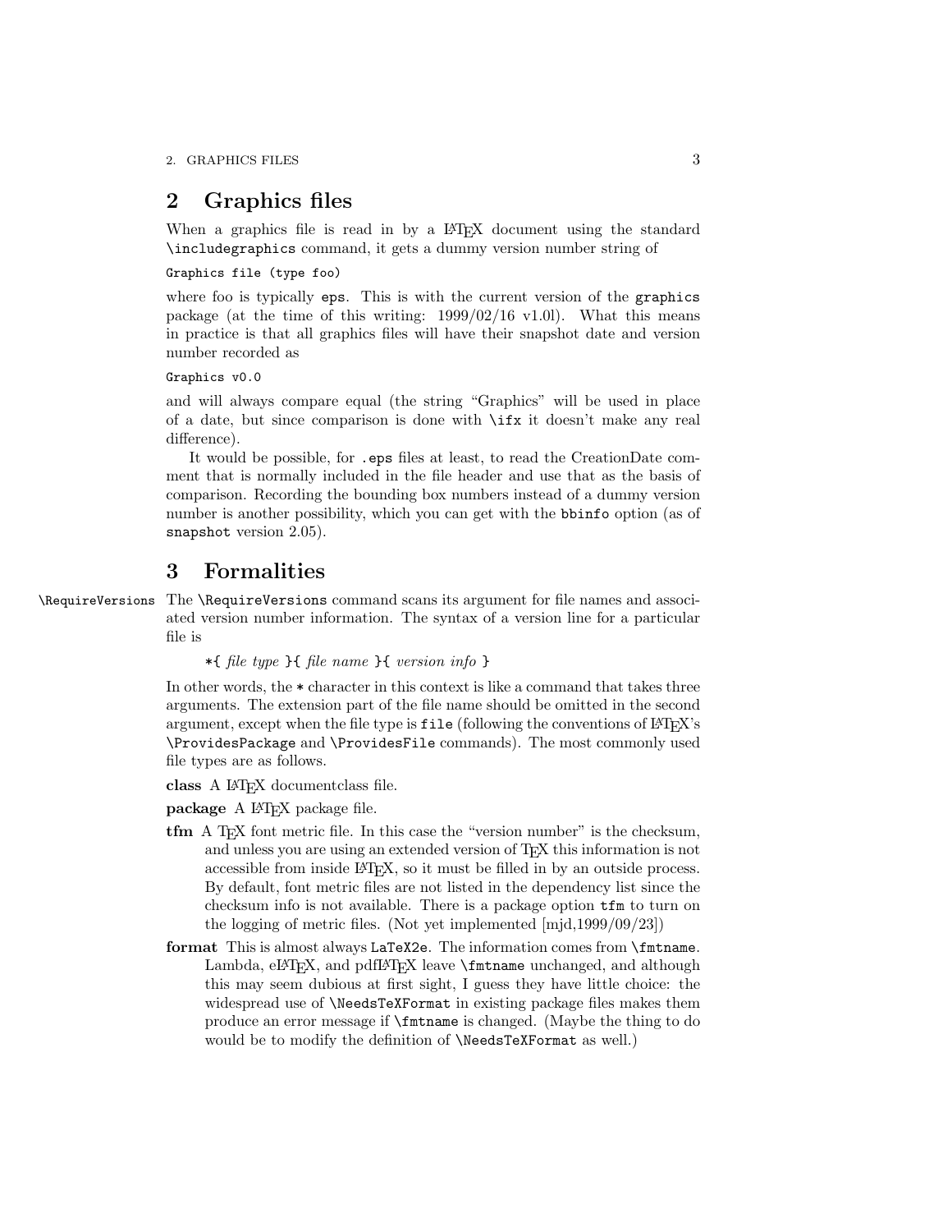## 2 Graphics files

When a graphics file is read in by a LaTeX document using the standard `\includegraphics` command, it gets a dummy version number string of

```
Graphics file (type foo)
```

where foo is typically `eps`. This is with the current version of the `graphics` package (at the time of this writing: 1999/02/16 v1.0l). What this means in practice is that all graphics files will have their snapshot date and version number recorded as

```
Graphics v0.0
```

and will always compare equal (the string "Graphics" will be used in place of a date, but since comparison is done with `\ifx` it doesn't make any real difference).

It would be possible, for `.eps` files at least, to read the CreationDate comment that is normally included in the file header and use that as the basis of comparison. Recording the bounding box numbers instead of a dummy version number is another possibility, which you can get with the `bbinfo` option (as of `snapshot` version 2.05).

## 3 Formalities

`\RequireVersions` The `\RequireVersions` command scans its argument for file names and associated version number information. The syntax of a version line for a particular file is

> `*{` *file type* `}{` *file name* `}{` *version info* `}`

In other words, the `*` character in this context is like a command that takes three arguments. The extension part of the file name should be omitted in the second argument, except when the file type is `file` (following the conventions of LaTeX's `\ProvidesPackage` and `\ProvidesFile` commands). The most commonly used file types are as follows.

**class** A LaTeX documentclass file.

**package** A LaTeX package file.

**tfm** A TeX font metric file. In this case the "version number" is the checksum, and unless you are using an extended version of TeX this information is not accessible from inside LaTeX, so it must be filled in by an outside process. By default, font metric files are not listed in the dependency list since the checksum info is not available. There is a package option `tfm` to turn on the logging of metric files. (Not yet implemented [mjd,1999/09/23])

**format** This is almost always `LaTeX2e`. The information comes from `\fmtname`. Lambda, eLaTeX, and pdfLaTeX leave `\fmtname` unchanged, and although this may seem dubious at first sight, I guess they have little choice: the widespread use of `\NeedsTeXFormat` in existing package files makes them produce an error message if `\fmtname` is changed. (Maybe the thing to do would be to modify the definition of `\NeedsTeXFormat` as well.)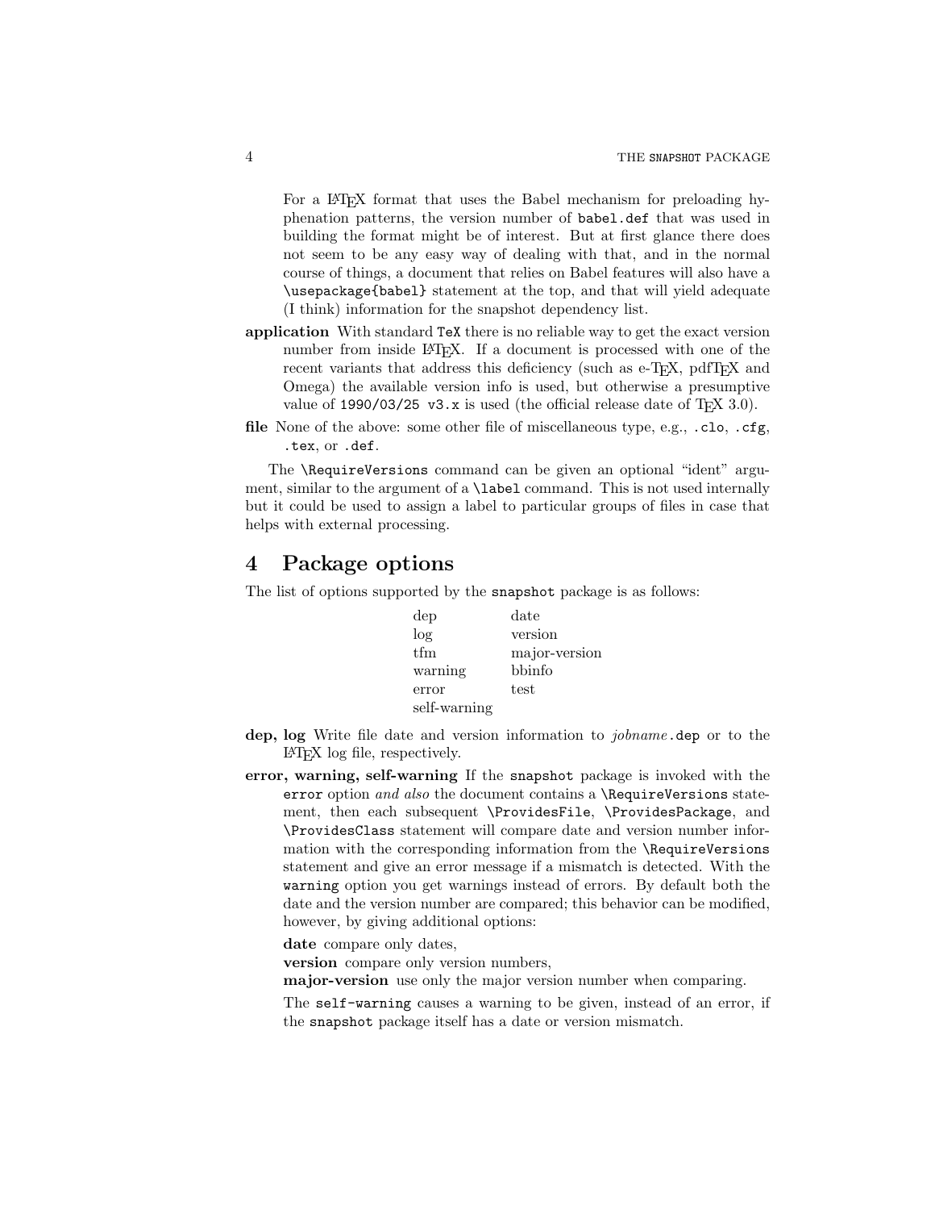For a LaTeX format that uses the Babel mechanism for preloading hyphenation patterns, the version number of `babel.def` that was used in building the format might be of interest. But at first glance there does not seem to be any easy way of dealing with that, and in the normal course of things, a document that relies on Babel features will also have a `\usepackage{babel}` statement at the top, and that will yield adequate (I think) information for the snapshot dependency list.

**application** With standard `TeX` there is no reliable way to get the exact version number from inside LaTeX. If a document is processed with one of the recent variants that address this deficiency (such as e-TeX, pdfTeX and Omega) the available version info is used, but otherwise a presumptive value of `1990/03/25 v3.x` is used (the official release date of TeX 3.0).

**file** None of the above: some other file of miscellaneous type, e.g., `.clo`, `.cfg`, `.tex`, or `.def`.

The `\RequireVersions` command can be given an optional "ident" argument, similar to the argument of a `\label` command. This is not used internally but it could be used to assign a label to particular groups of files in case that helps with external processing.

# 4 Package options

The list of options supported by the `snapshot` package is as follows:

| | |
|---|---|
| dep | date |
| log | version |
| tfm | major-version |
| warning | bbinfo |
| error | test |
| self-warning | |

**dep, log** Write file date and version information to *jobname*`.dep` or to the LaTeX log file, respectively.

**error, warning, self-warning** If the `snapshot` package is invoked with the `error` option *and also* the document contains a `\RequireVersions` statement, then each subsequent `\ProvidesFile`, `\ProvidesPackage`, and `\ProvidesClass` statement will compare date and version number information with the corresponding information from the `\RequireVersions` statement and give an error message if a mismatch is detected. With the `warning` option you get warnings instead of errors. By default both the date and the version number are compared; this behavior can be modified, however, by giving additional options:

**date** compare only dates,
**version** compare only version numbers,
**major-version** use only the major version number when comparing.

The `self-warning` causes a warning to be given, instead of an error, if the `snapshot` package itself has a date or version mismatch.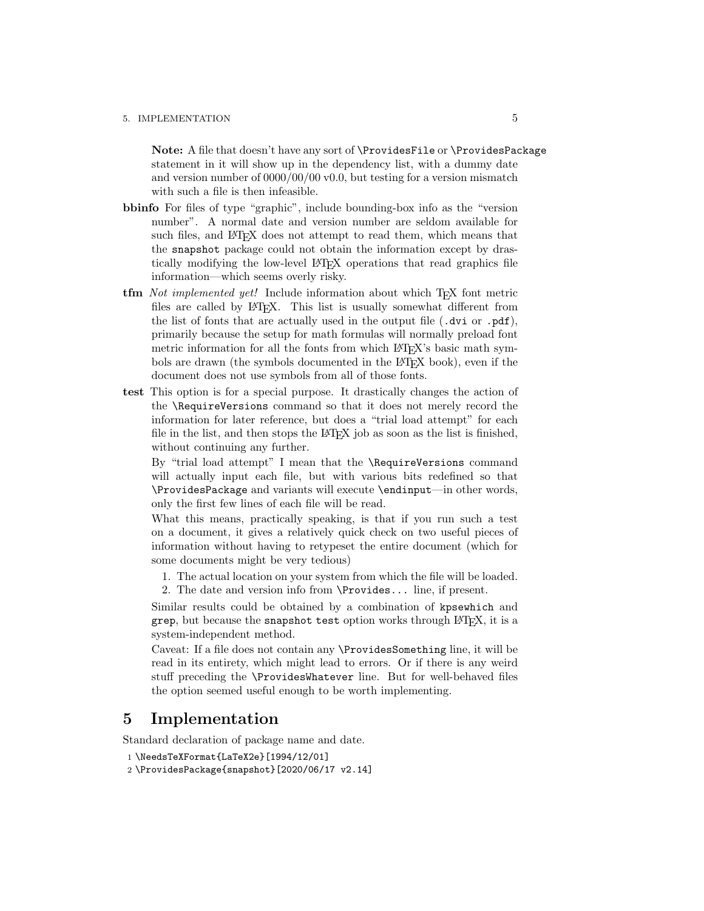**Note:** A file that doesn't have any sort of `\ProvidesFile` or `\ProvidesPackage` statement in it will show up in the dependency list, with a dummy date and version number of 0000/00/00 v0.0, but testing for a version mismatch with such a file is then infeasible.

**bbinfo** For files of type "graphic", include bounding-box info as the "version number". A normal date and version number are seldom available for such files, and LaTeX does not attempt to read them, which means that the `snapshot` package could not obtain the information except by drastically modifying the low-level LaTeX operations that read graphics file information—which seems overly risky.

**tfm** *Not implemented yet!* Include information about which TeX font metric files are called by LaTeX. This list is usually somewhat different from the list of fonts that are actually used in the output file (`.dvi` or `.pdf`), primarily because the setup for math formulas will normally preload font metric information for all the fonts from which LaTeX's basic math symbols are drawn (the symbols documented in the LaTeX book), even if the document does not use symbols from all of those fonts.

**test** This option is for a special purpose. It drastically changes the action of the `\RequireVersions` command so that it does not merely record the information for later reference, but does a "trial load attempt" for each file in the list, and then stops the LaTeX job as soon as the list is finished, without continuing any further.

By "trial load attempt" I mean that the `\RequireVersions` command will actually input each file, but with various bits redefined so that `\ProvidesPackage` and variants will execute `\endinput`—in other words, only the first few lines of each file will be read.

What this means, practically speaking, is that if you run such a test on a document, it gives a relatively quick check on two useful pieces of information without having to retypeset the entire document (which for some documents might be very tedious)

1. The actual location on your system from which the file will be loaded.
2. The date and version info from `\Provides...` line, if present.

Similar results could be obtained by a combination of `kpsewhich` and `grep`, but because the `snapshot test` option works through LaTeX, it is a system-independent method.

Caveat: If a file does not contain any `\ProvidesSomething` line, it will be read in its entirety, which might lead to errors. Or if there is any weird stuff preceding the `\ProvidesWhatever` line. But for well-behaved files the option seemed useful enough to be worth implementing.

# 5 Implementation

Standard declaration of package name and date.

```
1 \NeedsTeXFormat{LaTeX2e}[1994/12/01]
2 \ProvidesPackage{snapshot}[2020/06/17 v2.14]
```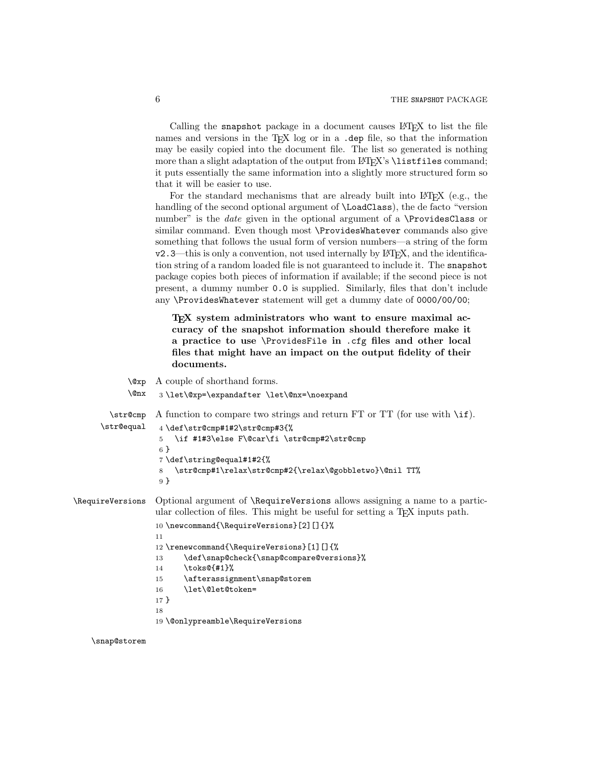Calling the `snapshot` package in a document causes LaTeX to list the file names and versions in the TeX log or in a `.dep` file, so that the information may be easily copied into the document file. The list so generated is nothing more than a slight adaptation of the output from LaTeX's `\listfiles` command; it puts essentially the same information into a slightly more structured form so that it will be easier to use.

For the standard mechanisms that are already built into LaTeX (e.g., the handling of the second optional argument of `\LoadClass`), the de facto "version number" is the *date* given in the optional argument of a `\ProvidesClass` or similar command. Even though most `\ProvidesWhatever` commands also give something that follows the usual form of version numbers—a string of the form `v2.3`—this is only a convention, not used internally by LaTeX, and the identification string of a random loaded file is not guaranteed to include it. The `snapshot` package copies both pieces of information if available; if the second piece is not present, a dummy number `0.0` is supplied. Similarly, files that don't include any `\ProvidesWhatever` statement will get a dummy date of `0000/00/00`;

> **TeX system administrators who want to ensure maximal accuracy of the snapshot information should therefore make it a practice to use `\ProvidesFile` in `.cfg` files and other local files that might have an impact on the output fidelity of their documents.**

`\@xp` `\@nx` A couple of shorthand forms.

```
3 \let\@xp=\expandafter \let\@nx=\noexpand
```

`\str@cmp` `\str@equal` A function to compare two strings and return FT or TT (for use with `\if`).

```
4 \def\str@cmp#1#2\str@cmp#3{%
5   \if #1#3\else F\@car\fi \str@cmp#2\str@cmp
6 }
7 \def\string@equal#1#2{%
8   \str@cmp#1\relax\str@cmp#2{\relax\@gobbletwo}\@nil TT%
9 }
```

`\RequireVersions` Optional argument of `\RequireVersions` allows assigning a name to a particular collection of files. This might be useful for setting a TeX inputs path.

```
10 \newcommand{\RequireVersions}[2][]{}%
11
12 \renewcommand{\RequireVersions}[1][]{%
13     \def\snap@check{\snap@compare@versions}%
14     \toks@{#1}%
15     \afterassignment\snap@storem
16     \let\@let@token=
17 }
18
19 \@onlypreamble\RequireVersions
```

`\snap@storem`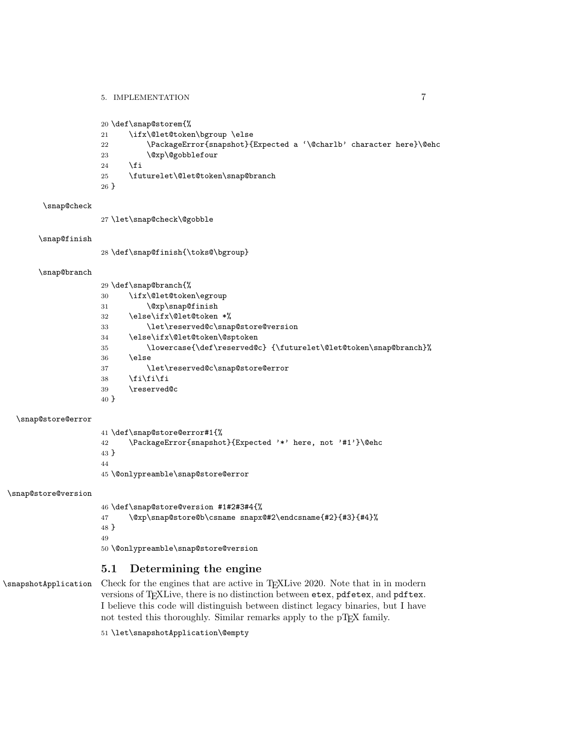```
20 \def\snap@storem{%
21     \ifx\@let@token\bgroup \else
22         \PackageError{snapshot}{Expected a '\@charlb' character here}\@ehc
23         \@xp\@gobblefour
24     \fi
25     \futurelet\@let@token\snap@branch
26 }
```

\snap@check

```
27 \let\snap@check\@gobble
```

\snap@finish

```
28 \def\snap@finish{\toks@\bgroup}
```

\snap@branch

```
29 \def\snap@branch{%
30     \ifx\@let@token\egroup
31         \@xp\snap@finish
32     \else\ifx\@let@token *%
33         \let\reserved@c\snap@store@version
34     \else\ifx\@let@token\@sptoken
35         \lowercase{\def\reserved@c} {\futurelet\@let@token\snap@branch}%
36     \else
37         \let\reserved@c\snap@store@error
38     \fi\fi\fi
39     \reserved@c
40 }
```

\snap@store@error

```
41 \def\snap@store@error#1{%
42     \PackageError{snapshot}{Expected '*' here, not '#1'}\@ehc
43 }
44
45 \@onlypreamble\snap@store@error
```

\snap@store@version

```
46 \def\snap@store@version #1#2#3#4{%
47     \@xp\snap@store@b\csname snapx@#2\endcsname{#2}{#3}{#4}%
48 }
49
50 \@onlypreamble\snap@store@version
```

## 5.1 Determining the engine

\snapshotApplication

Check for the engines that are active in TEXLive 2020. Note that in in modern versions of TEXLive, there is no distinction between etex, pdfetex, and pdftex. I believe this code will distinguish between distinct legacy binaries, but I have not tested this thoroughly. Similar remarks apply to the pTEX family.

```
51 \let\snapshotApplication\@empty
```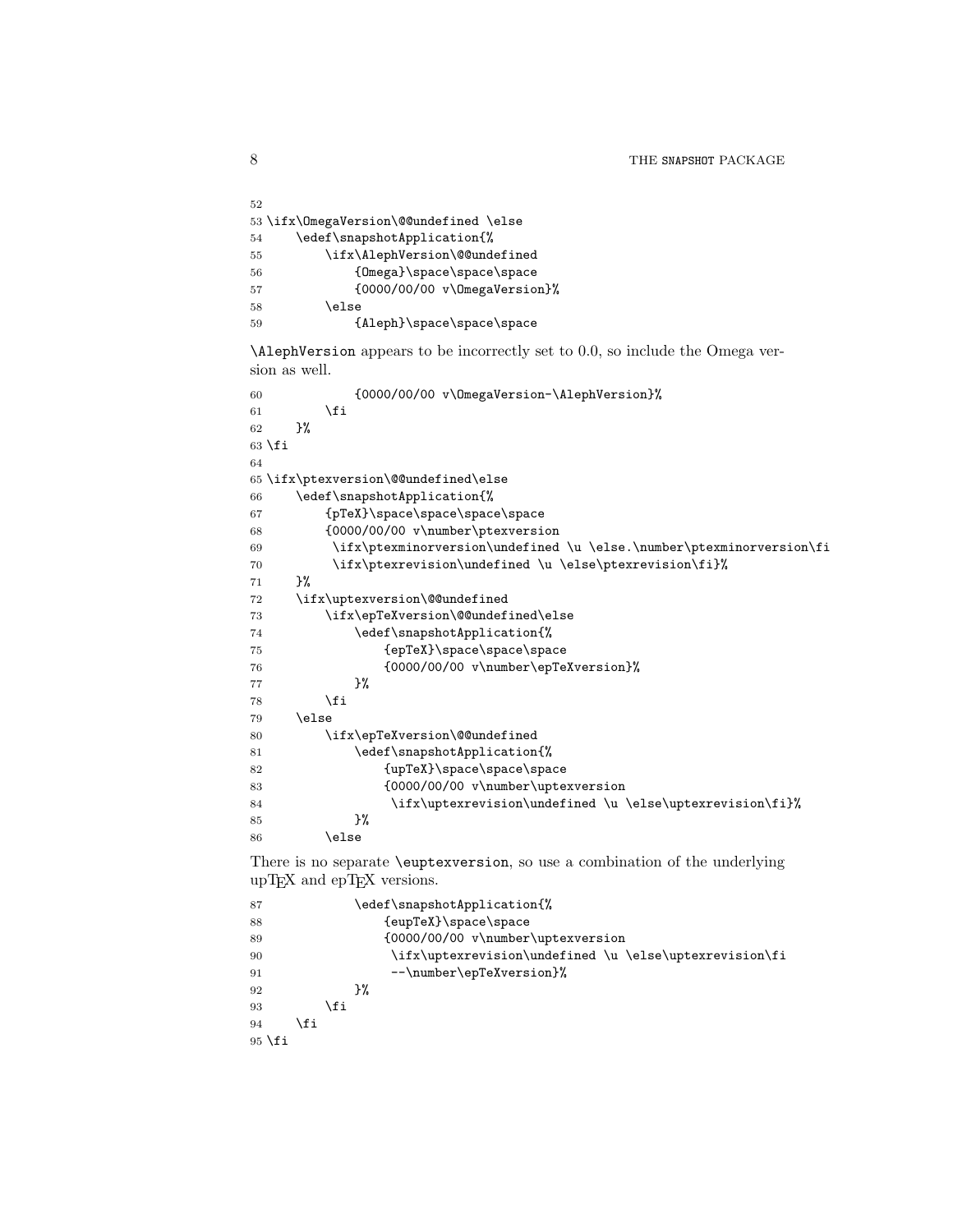```
52
53 \ifx\OmegaVersion\@@undefined \else
54     \edef\snapshotApplication{%
55         \ifx\AlephVersion\@@undefined
56             {Omega}\space\space\space
57             {0000/00/00 v\OmegaVersion}%
58         \else
59             {Aleph}\space\space\space
```

`\AlephVersion` appears to be incorrectly set to 0.0, so include the Omega version as well.

```
60             {0000/00/00 v\OmegaVersion-\AlephVersion}%
61         \fi
62     }%
63 \fi
64
65 \ifx\ptexversion\@@undefined\else
66     \edef\snapshotApplication{%
67         {pTeX}\space\space\space\space
68         {0000/00/00 v\number\ptexversion
69          \ifx\ptexminorversion\undefined \u \else.\number\ptexminorversion\fi
70          \ifx\ptexrevision\undefined \u \else\ptexrevision\fi}%
71     }%
72     \ifx\uptexversion\@@undefined
73         \ifx\epTeXversion\@@undefined\else
74             \edef\snapshotApplication{%
75                 {epTeX}\space\space\space
76                 {0000/00/00 v\number\epTeXversion}%
77             }%
78         \fi
79     \else
80         \ifx\epTeXversion\@@undefined
81             \edef\snapshotApplication{%
82                 {upTeX}\space\space\space
83                 {0000/00/00 v\number\uptexversion
84                  \ifx\uptexrevision\undefined \u \else\uptexrevision\fi}%
85             }%
86         \else
```

There is no separate `\euptexversion`, so use a combination of the underlying upTeX and epTeX versions.

```
87             \edef\snapshotApplication{%
88                 {eupTeX}\space\space
89                 {0000/00/00 v\number\uptexversion
90                  \ifx\uptexrevision\undefined \u \else\uptexrevision\fi
91                  --\number\epTeXversion}%
92             }%
93         \fi
94     \fi
95 \fi
```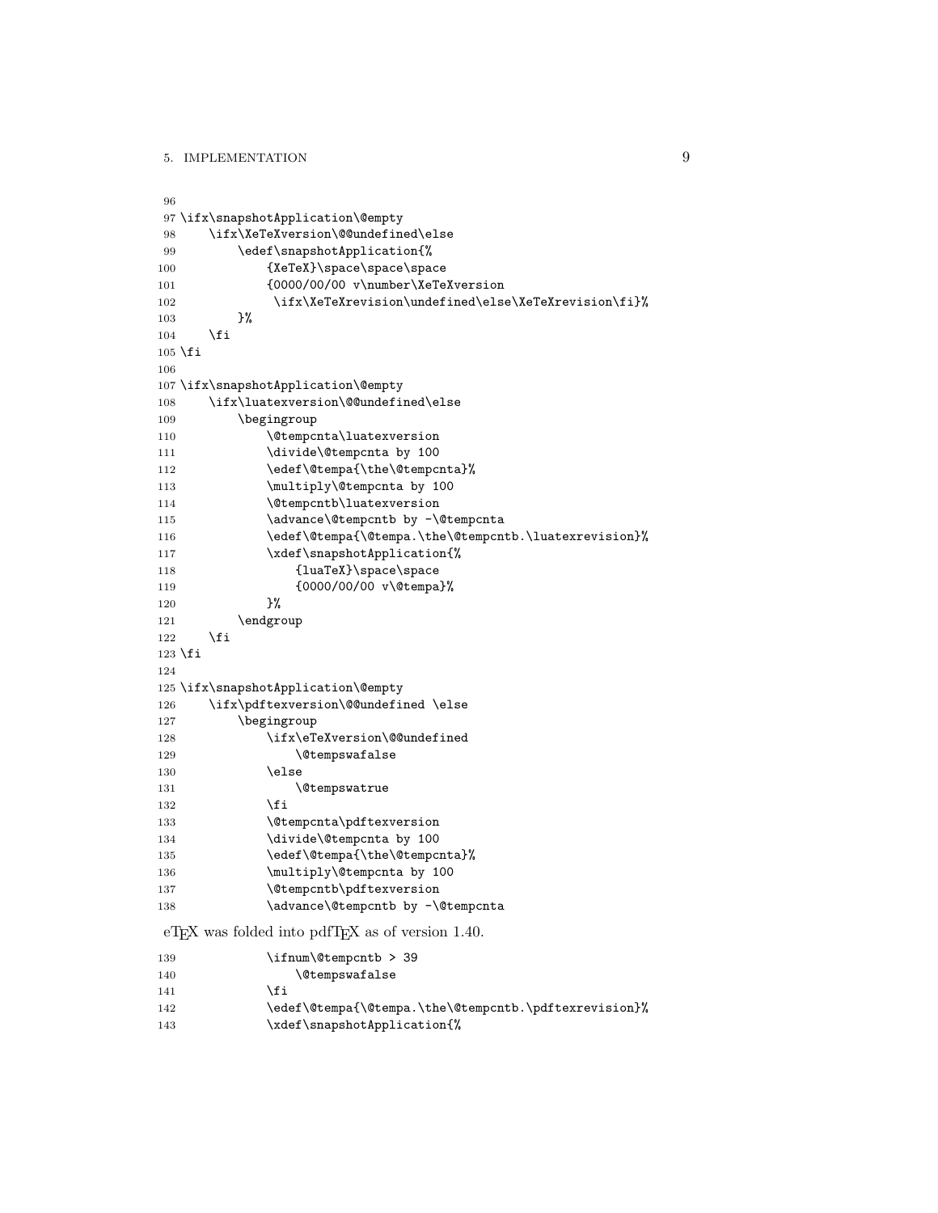```
96
97 \ifx\snapshotApplication\@empty
98     \ifx\XeTeXversion\@@undefined\else
99         \edef\snapshotApplication{%
100            {XeTeX}\space\space\space
101            {0000/00/00 v\number\XeTeXversion
102             \ifx\XeTeXrevision\undefined\else\XeTeXrevision\fi}%
103        }%
104    \fi
105 \fi
106
107 \ifx\snapshotApplication\@empty
108     \ifx\luatexversion\@@undefined\else
109         \begingroup
110             \@tempcnta\luatexversion
111             \divide\@tempcnta by 100
112             \edef\@tempa{\the\@tempcnta}%
113             \multiply\@tempcnta by 100
114             \@tempcntb\luatexversion
115             \advance\@tempcntb by -\@tempcnta
116             \edef\@tempa{\@tempa.\the\@tempcntb.\luatexrevision}%
117             \xdef\snapshotApplication{%
118                 {luaTeX}\space\space
119                 {0000/00/00 v\@tempa}%
120             }%
121         \endgroup
122     \fi
123 \fi
124
125 \ifx\snapshotApplication\@empty
126     \ifx\pdftexversion\@@undefined \else
127         \begingroup
128             \ifx\eTeXversion\@@undefined
129                 \@tempswafalse
130             \else
131                 \@tempswatrue
132             \fi
133             \@tempcnta\pdftexversion
134             \divide\@tempcnta by 100
135             \edef\@tempa{\the\@tempcnta}%
136             \multiply\@tempcnta by 100
137             \@tempcntb\pdftexversion
138             \advance\@tempcntb by -\@tempcnta
```

eTeX was folded into pdfTeX as of version 1.40.

```
139             \ifnum\@tempcntb > 39
140                 \@tempswafalse
141             \fi
142             \edef\@tempa{\@tempa.\the\@tempcntb.\pdftexrevision}%
143             \xdef\snapshotApplication{%
```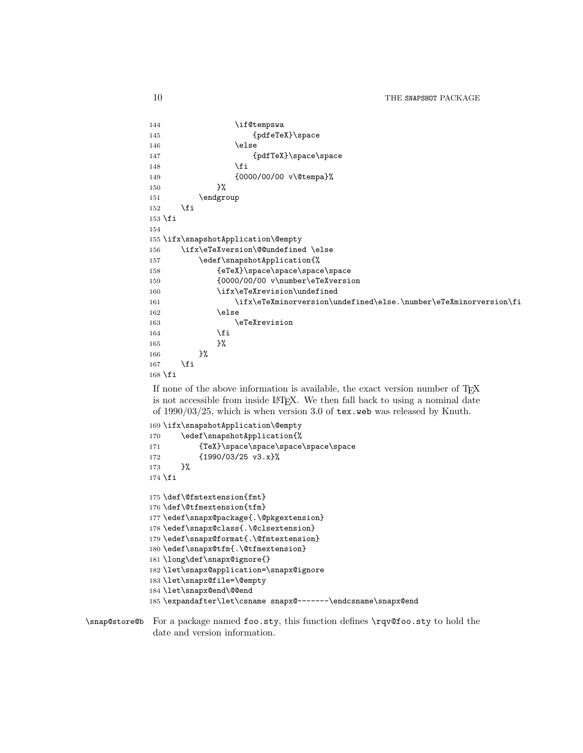```
144                 \if@tempswa
145                     {pdfeTeX}\space
146                 \else
147                     {pdfTeX}\space\space
148                 \fi
149                 {0000/00/00 v\@tempa}%
150             }%
151         \endgroup
152     \fi
153 \fi
154
155 \ifx\snapshotApplication\@empty
156     \ifx\eTeXversion\@@undefined \else
157         \edef\snapshotApplication{%
158             {eTeX}\space\space\space\space
159             {0000/00/00 v\number\eTeXversion
160             \ifx\eTeXrevision\undefined
161                 \ifx\eTeXminorversion\undefined\else.\number\eTeXminorversion\fi
162             \else
163                 \eTeXrevision
164             \fi
165             }%
166         }%
167     \fi
168 \fi
```

If none of the above information is available, the exact version number of TeX is not accessible from inside LaTeX. We then fall back to using a nominal date of 1990/03/25, which is when version 3.0 of `tex.web` was released by Knuth.

```
169 \ifx\snapshotApplication\@empty
170     \edef\snapshotApplication{%
171         {TeX}\space\space\space\space\space
172         {1990/03/25 v3.x}%
173     }%
174 \fi

175 \def\@fmtextension{fmt}
176 \def\@tfmextension{tfm}
177 \edef\snapx@package{.\@pkgextension}
178 \edef\snapx@class{.\@clsextension}
179 \edef\snapx@format{.\@fmtextension}
180 \edef\snapx@tfm{.\@tfmextension}
181 \long\def\snapx@ignore{}
182 \let\snapx@application=\snapx@ignore
183 \let\snapx@file=\@empty
184 \let\snapx@end\@@end
185 \expandafter\let\csname snapx@-------\endcsname\snapx@end
```

`\snap@store@b` For a package named `foo.sty`, this function defines `\rqv@foo.sty` to hold the date and version information.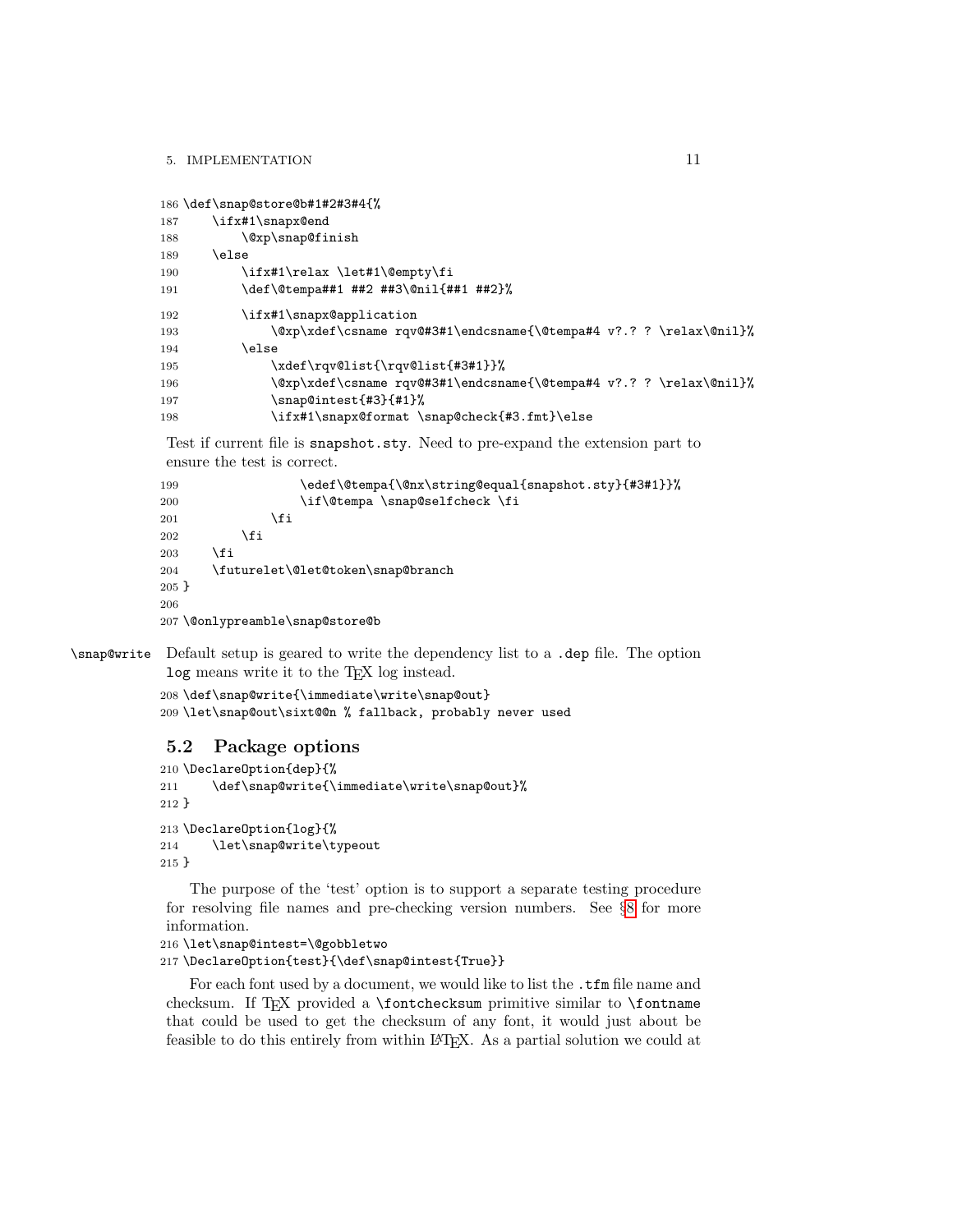```
186 \def\snap@store@b#1#2#3#4{%
187     \ifx#1\snapx@end
188         \@xp\snap@finish
189     \else
190         \ifx#1\relax \let#1\@empty\fi
191         \def\@tempa##1 ##2 ##3\@nil{##1 ##2}%
192         \ifx#1\snapx@application
193             \@xp\xdef\csname rqv@#3#1\endcsname{\@tempa#4 v?.? ? \relax\@nil}%
194         \else
195             \xdef\rqv@list{\rqv@list{#3#1}}%
196             \@xp\xdef\csname rqv@#3#1\endcsname{\@tempa#4 v?.? ? \relax\@nil}%
197             \snap@intest{#3}{#1}%
198             \ifx#1\snapx@format \snap@check{#3.fmt}\else
```

Test if current file is `snapshot.sty`. Need to pre-expand the extension part to ensure the test is correct.

```
199                 \edef\@tempa{\@nx\string@equal{snapshot.sty}{#3#1}}%
200                 \if\@tempa \snap@selfcheck \fi
201             \fi
202         \fi
203     \fi
204     \futurelet\@let@token\snap@branch
205 }
206
207 \@onlypreamble\snap@store@b
```

`\snap@write` Default setup is geared to write the dependency list to a `.dep` file. The option `log` means write it to the TeX log instead.

```
208 \def\snap@write{\immediate\write\snap@out}
209 \let\snap@out\sixt@@n % fallback, probably never used
```

## 5.2 Package options

```
210 \DeclareOption{dep}{%
211     \def\snap@write{\immediate\write\snap@out}%
212 }
213 \DeclareOption{log}{%
214     \let\snap@write\typeout
215 }
```

The purpose of the 'test' option is to support a separate testing procedure for resolving file names and pre-checking version numbers. See §8 for more information.

```
216 \let\snap@intest=\@gobbletwo
217 \DeclareOption{test}{\def\snap@intest{True}}
```

For each font used by a document, we would like to list the `.tfm` file name and checksum. If TeX provided a `\fontchecksum` primitive similar to `\fontname` that could be used to get the checksum of any font, it would just about be feasible to do this entirely from within LaTeX. As a partial solution we could at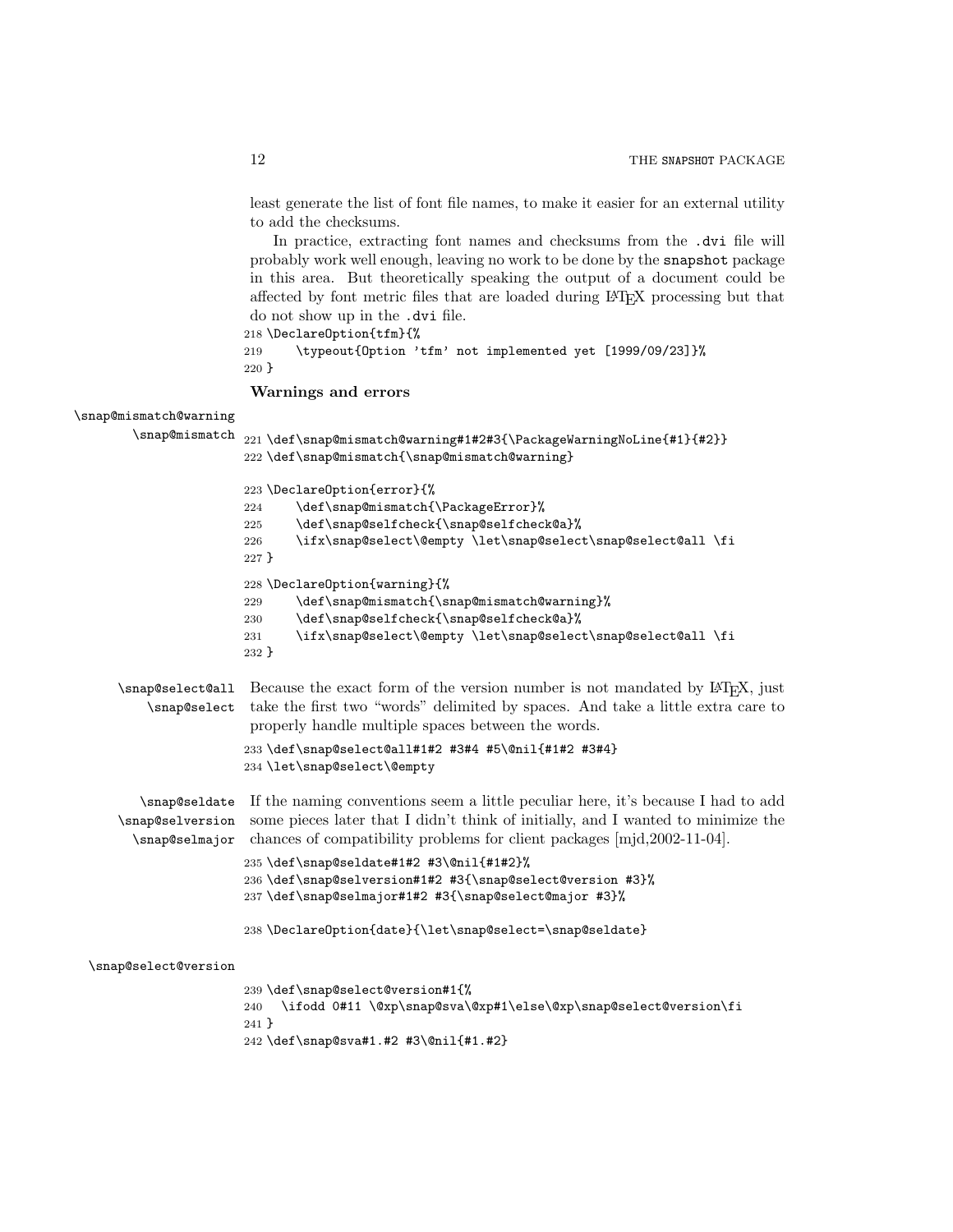least generate the list of font file names, to make it easier for an external utility to add the checksums.

In practice, extracting font names and checksums from the .dvi file will probably work well enough, leaving no work to be done by the snapshot package in this area. But theoretically speaking the output of a document could be affected by font metric files that are loaded during LaTeX processing but that do not show up in the .dvi file.

```
218 \DeclareOption{tfm}{%
219     \typeout{Option 'tfm' not implemented yet [1999/09/23]}%
220 }
```

**Warnings and errors**

\snap@mismatch@warning
\snap@mismatch

```
221 \def\snap@mismatch@warning#1#2#3{\PackageWarningNoLine{#1}{#2}}
222 \def\snap@mismatch{\snap@mismatch@warning}

223 \DeclareOption{error}{%
224     \def\snap@mismatch{\PackageError}%
225     \def\snap@selfcheck{\snap@selfcheck@a}%
226     \ifx\snap@select\@empty \let\snap@select\snap@select@all \fi
227 }
228 \DeclareOption{warning}{%
229     \def\snap@mismatch{\snap@mismatch@warning}%
230     \def\snap@selfcheck{\snap@selfcheck@a}%
231     \ifx\snap@select\@empty \let\snap@select\snap@select@all \fi
232 }
```

\snap@select@all
\snap@select

Because the exact form of the version number is not mandated by LaTeX, just take the first two "words" delimited by spaces. And take a little extra care to properly handle multiple spaces between the words.

```
233 \def\snap@select@all#1#2 #3#4 #5\@nil{#1#2 #3#4}
234 \let\snap@select\@empty
```

\snap@seldate
\snap@selversion
\snap@selmajor

If the naming conventions seem a little peculiar here, it's because I had to add some pieces later that I didn't think of initially, and I wanted to minimize the chances of compatibility problems for client packages [mjd,2002-11-04].

```
235 \def\snap@seldate#1#2 #3\@nil{#1#2}%
236 \def\snap@selversion#1#2 #3{\snap@select@version #3}%
237 \def\snap@selmajor#1#2 #3{\snap@select@major #3}%

238 \DeclareOption{date}{\let\snap@select=\snap@seldate}
```

\snap@select@version

```
239 \def\snap@select@version#1{%
240   \ifodd 0#11 \@xp\snap@sva\@xp#1\else\@xp\snap@select@version\fi
241 }
242 \def\snap@sva#1.#2 #3\@nil{#1.#2}
```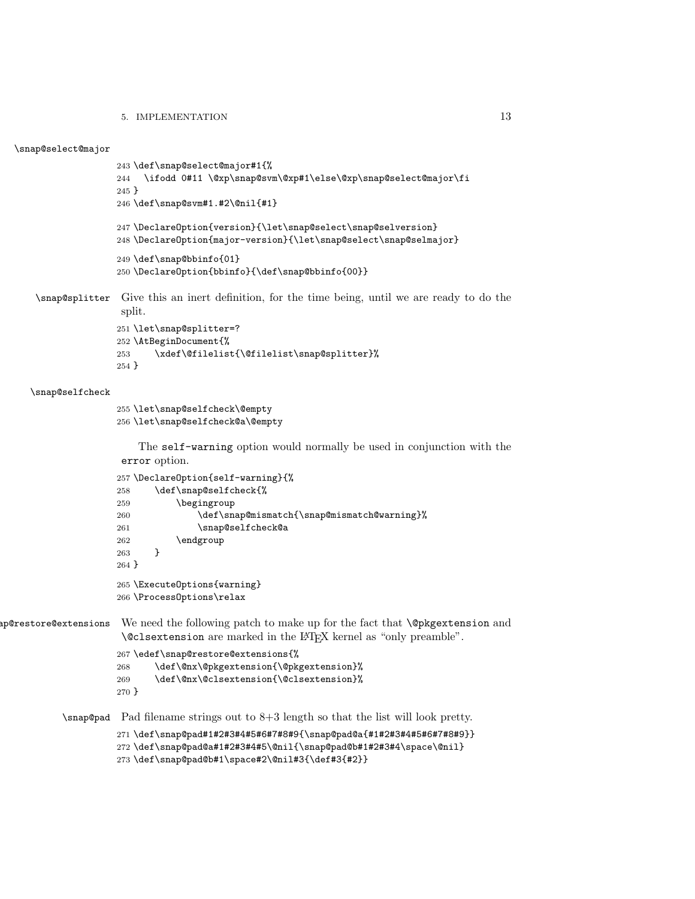\snap@select@major

```
243 \def\snap@select@major#1{%
244   \ifodd 0#11 \@xp\snap@svm\@xp#1\else\@xp\snap@select@major\fi
245 }
246 \def\snap@svm#1.#2\@nil{#1}
```

```
247 \DeclareOption{version}{\let\snap@select\snap@selversion}
248 \DeclareOption{major-version}{\let\snap@select\snap@selmajor}
```

```
249 \def\snap@bbinfo{01}
250 \DeclareOption{bbinfo}{\def\snap@bbinfo{00}}
```

\snap@splitter Give this an inert definition, for the time being, until we are ready to do the split.

```
251 \let\snap@splitter=?
252 \AtBeginDocument{%
253     \xdef\@filelist{\@filelist\snap@splitter}%
254 }
```

\snap@selfcheck

```
255 \let\snap@selfcheck\@empty
256 \let\snap@selfcheck@a\@empty
```

The self-warning option would normally be used in conjunction with the error option.

```
257 \DeclareOption{self-warning}{%
258     \def\snap@selfcheck{%
259         \begingroup
260             \def\snap@mismatch{\snap@mismatch@warning}%
261             \snap@selfcheck@a
262         \endgroup
263     }
264 }
```

```
265 \ExecuteOptions{warning}
266 \ProcessOptions\relax
```

\snap@restore@extensions We need the following patch to make up for the fact that \@pkgextension and \@clsextension are marked in the LaTeX kernel as "only preamble".

```
267 \edef\snap@restore@extensions{%
268     \def\@nx\@pkgextension{\@pkgextension}%
269     \def\@nx\@clsextension{\@clsextension}%
270 }
```

\snap@pad Pad filename strings out to 8+3 length so that the list will look pretty.

```
271 \def\snap@pad#1#2#3#4#5#6#7#8#9{\snap@pad@a{#1#2#3#4#5#6#7#8#9}}
272 \def\snap@pad@a#1#2#3#4#5\@nil{\snap@pad@b#1#2#3#4\space\@nil}
273 \def\snap@pad@b#1\space#2\@nil#3{\def#3{#2}}
```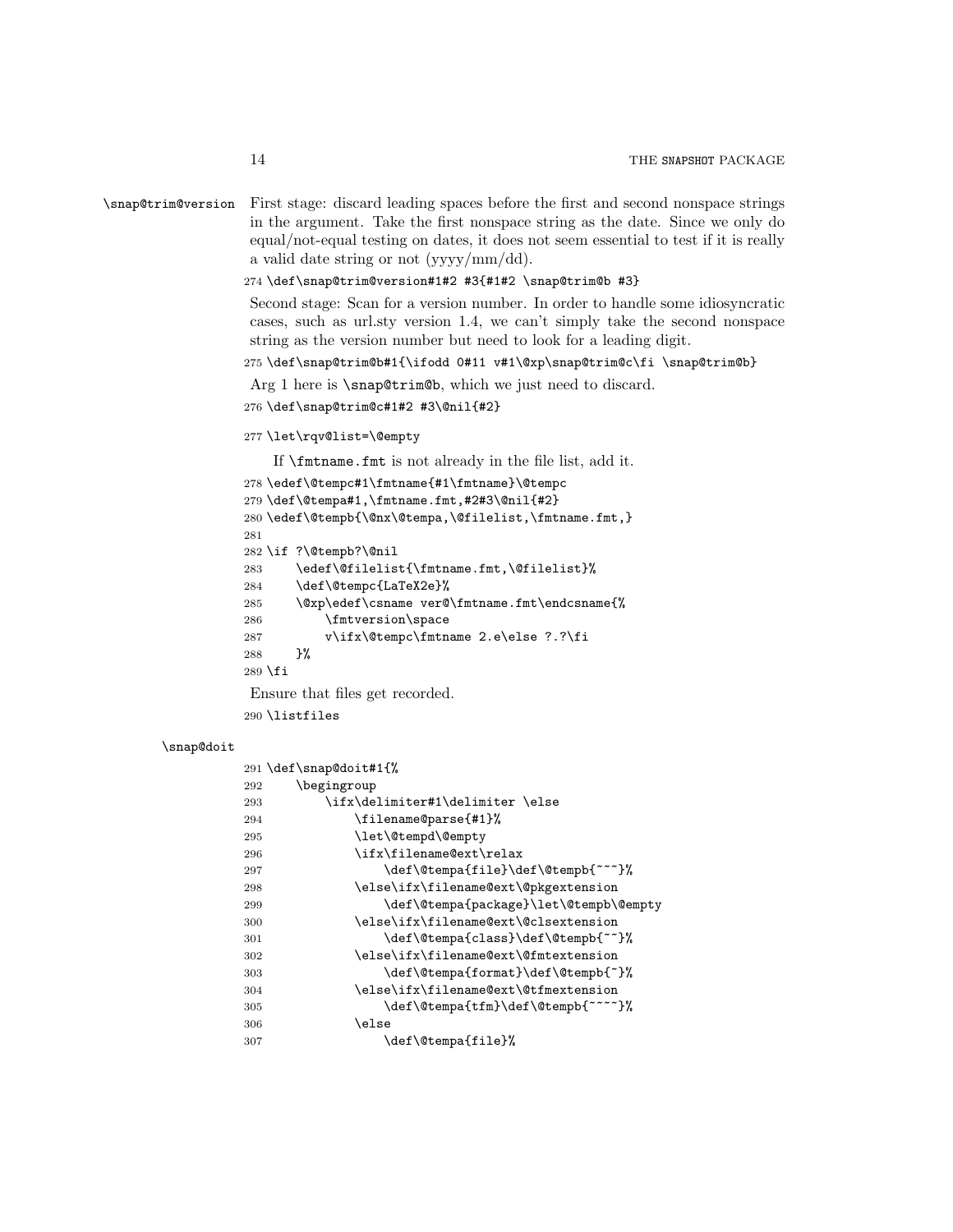\snap@trim@version

First stage: discard leading spaces before the first and second nonspace strings in the argument. Take the first nonspace string as the date. Since we only do equal/not-equal testing on dates, it does not seem essential to test if it is really a valid date string or not (yyyy/mm/dd).

```
274 \def\snap@trim@version#1#2 #3{#1#2 \snap@trim@b #3}
```

Second stage: Scan for a version number. In order to handle some idiosyncratic cases, such as url.sty version 1.4, we can't simply take the second nonspace string as the version number but need to look for a leading digit.

```
275 \def\snap@trim@b#1{\ifodd 0#11 v#1\@xp\snap@trim@c\fi \snap@trim@b}
```

Arg 1 here is `\snap@trim@b`, which we just need to discard.

```
276 \def\snap@trim@c#1#2 #3\@nil{#2}
```

```
277 \let\rqv@list=\@empty
```

If `\fmtname.fmt` is not already in the file list, add it.

```
278 \edef\@tempc#1\fmtname{#1\fmtname}\@tempc
279 \def\@tempa#1,\fmtname.fmt,#2#3\@nil{#2}
280 \edef\@tempb{\@nx\@tempa,\@filelist,\fmtname.fmt,}
281
282 \if ?\@tempb?\@nil
283     \edef\@filelist{\fmtname.fmt,\@filelist}%
284     \def\@tempc{LaTeX2e}%
285     \@xp\edef\csname ver@\fmtname.fmt\endcsname{%
286         \fmtversion\space
287         v\ifx\@tempc\fmtname 2.e\else ?.?\fi
288     }%
289 \fi
```

Ensure that files get recorded.

```
290 \listfiles
```

\snap@doit

```
291 \def\snap@doit#1{%
292     \begingroup
293         \ifx\delimiter#1\delimiter \else
294             \filename@parse{#1}%
295             \let\@tempd\@empty
296             \ifx\filename@ext\relax
297                 \def\@tempa{file}\def\@tempb{~~~}%
298             \else\ifx\filename@ext\@pkgextension
299                 \def\@tempa{package}\let\@tempb\@empty
300             \else\ifx\filename@ext\@clsextension
301                 \def\@tempa{class}\def\@tempb{~~}%
302             \else\ifx\filename@ext\@fmtextension
303                 \def\@tempa{format}\def\@tempb{~}%
304             \else\ifx\filename@ext\@tfmextension
305                 \def\@tempa{tfm}\def\@tempb{~~~~}%
306             \else
307                 \def\@tempa{file}%
```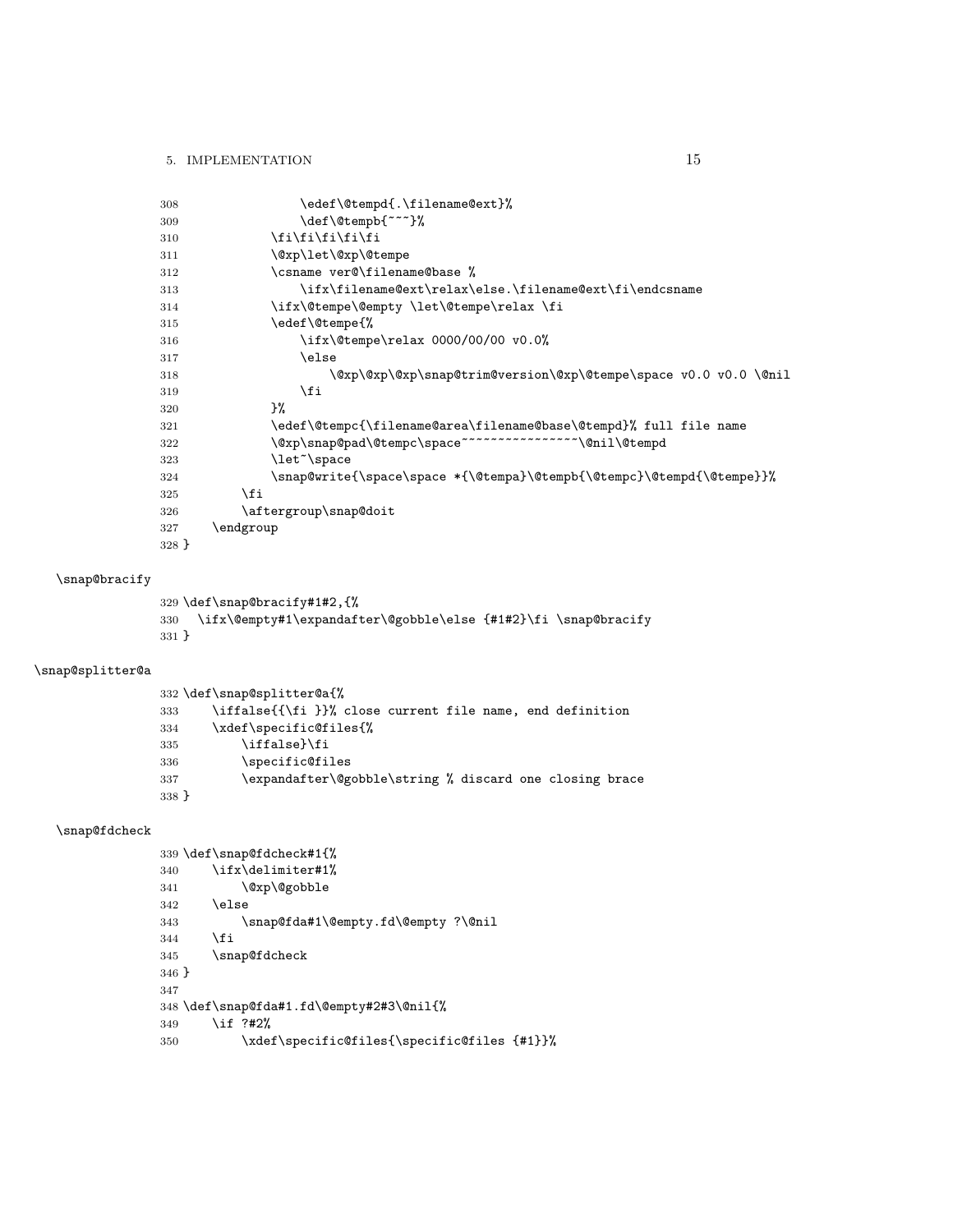```
308                 \edef\@tempd{.\filename@ext}%
309                 \def\@tempb{~~~}%
310             \fi\fi\fi\fi\fi
311             \@xp\let\@xp\@tempe
312             \csname ver@\filename@base %
313                 \ifx\filename@ext\relax\else.\filename@ext\fi\endcsname
314             \ifx\@tempe\@empty \let\@tempe\relax \fi
315             \edef\@tempe{%
316                 \ifx\@tempe\relax 0000/00/00 v0.0%
317                 \else
318                     \@xp\@xp\@xp\snap@trim@version\@xp\@tempe\space v0.0 v0.0 \@nil
319                 \fi
320             }%
321             \edef\@tempc{\filename@area\filename@base\@tempd}% full file name
322             \@xp\snap@pad\@tempc\space~~~~~~~~~~~~~~~~\@nil\@tempd
323             \let~\space
324             \snap@write{\space\space *{\@tempa}\@tempb{\@tempc}\@tempd{\@tempe}}%
325         \fi
326         \aftergroup\snap@doit
327     \endgroup
328 }
```

\snap@bracify

```
329 \def\snap@bracify#1#2,{%
330   \ifx\@empty#1\expandafter\@gobble\else {#1#2}\fi \snap@bracify
331 }
```

\snap@splitter@a

```
332 \def\snap@splitter@a{%
333     \iffalse{{\fi }}% close current file name, end definition
334     \xdef\specific@files{%
335         \iffalse}\fi
336         \specific@files
337         \expandafter\@gobble\string % discard one closing brace
338 }
```

\snap@fdcheck

```
339 \def\snap@fdcheck#1{%
340     \ifx\delimiter#1%
341         \@xp\@gobble
342     \else
343         \snap@fda#1\@empty.fd\@empty ?\@nil
344     \fi
345     \snap@fdcheck
346 }
347
348 \def\snap@fda#1.fd\@empty#2#3\@nil{%
349     \if ?#2%
350         \xdef\specific@files{\specific@files {#1}}%
```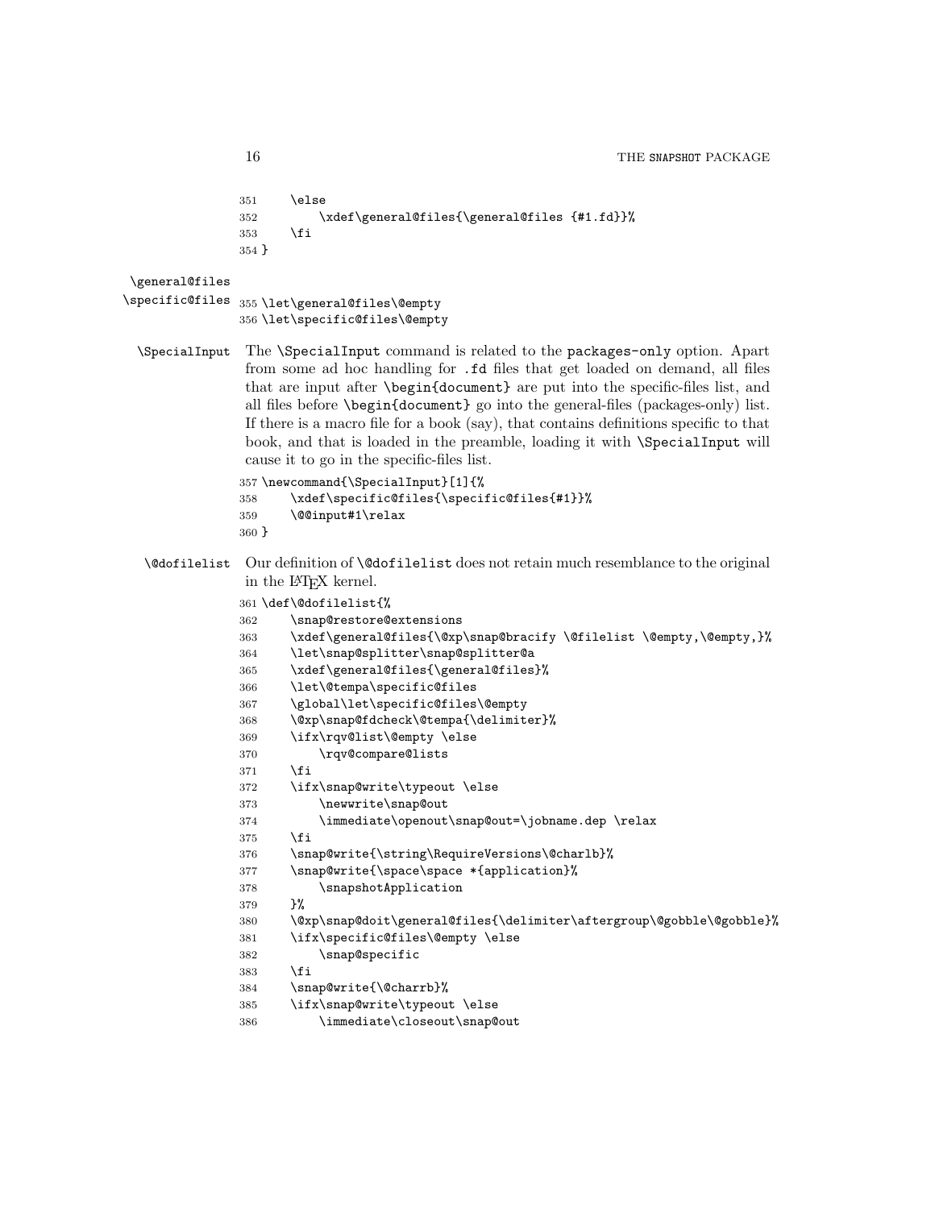```
351     \else
352         \xdef\general@files{\general@files {#1.fd}}%
353     \fi
354 }
```

\general@files
\specific@files

```
355 \let\general@files\@empty
356 \let\specific@files\@empty
```

\SpecialInput The `\SpecialInput` command is related to the `packages-only` option. Apart from some ad hoc handling for `.fd` files that get loaded on demand, all files that are input after `\begin{document}` are put into the specific-files list, and all files before `\begin{document}` go into the general-files (packages-only) list. If there is a macro file for a book (say), that contains definitions specific to that book, and that is loaded in the preamble, loading it with `\SpecialInput` will cause it to go in the specific-files list.

```
357 \newcommand{\SpecialInput}[1]{%
358     \xdef\specific@files{\specific@files{#1}}%
359     \@@input#1\relax
360 }
```

\@dofilelist Our definition of `\@dofilelist` does not retain much resemblance to the original in the LaTeX kernel.

```
361 \def\@dofilelist{%
362     \snap@restore@extensions
363     \xdef\general@files{\@xp\snap@bracify \@filelist \@empty,\@empty,}%
364     \let\snap@splitter\snap@splitter@a
365     \xdef\general@files{\general@files}%
366     \let\@tempa\specific@files
367     \global\let\specific@files\@empty
368     \@xp\snap@fdcheck\@tempa{\delimiter}%
369     \ifx\rqv@list\@empty \else
370         \rqv@compare@lists
371     \fi
372     \ifx\snap@write\typeout \else
373         \newwrite\snap@out
374         \immediate\openout\snap@out=\jobname.dep \relax
375     \fi
376     \snap@write{\string\RequireVersions\@charlb}%
377     \snap@write{\space\space *{application}%
378         \snapshotApplication
379     }%
380     \@xp\snap@doit\general@files{\delimiter\aftergroup\@gobble\@gobble}%
381     \ifx\specific@files\@empty \else
382         \snap@specific
383     \fi
384     \snap@write{\@charrb}%
385     \ifx\snap@write\typeout \else
386         \immediate\closeout\snap@out
```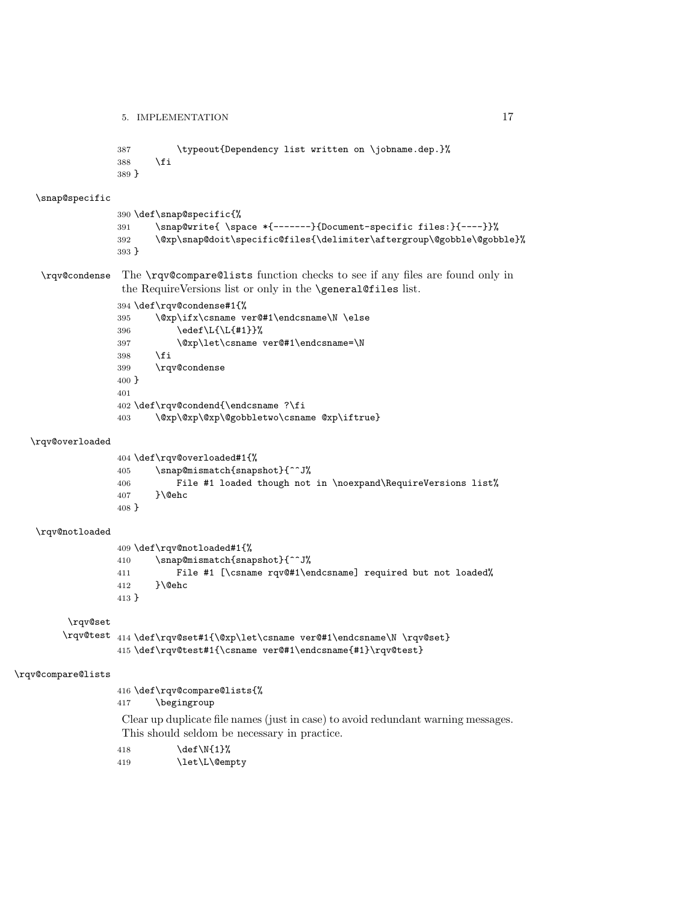```
387        \typeout{Dependency list written on \jobname.dep.}%
388    \fi
389 }
```

\snap@specific

```
390 \def\snap@specific{%
391    \snap@write{ \space *{-------}{Document-specific files:}{----}}%
392    \@xp\snap@doit\specific@files{\delimiter\aftergroup\@gobble\@gobble}%
393 }
```

\rqv@condense The `\rqv@compare@lists` function checks to see if any files are found only in the RequireVersions list or only in the `\general@files` list.

```
394 \def\rqv@condense#1{%
395    \@xp\ifx\csname ver@#1\endcsname\N \else
396        \edef\L{\L{#1}}%
397        \@xp\let\csname ver@#1\endcsname=\N
398    \fi
399    \rqv@condense
400 }
401
402 \def\rqv@condend{\endcsname ?\fi
403    \@xp\@xp\@xp\@gobbletwo\csname @xp\iftrue}
```

\rqv@overloaded

```
404 \def\rqv@overloaded#1{%
405    \snap@mismatch{snapshot}{^^J%
406        File #1 loaded though not in \noexpand\RequireVersions list%
407    }\@ehc
408 }
```

\rqv@notloaded

```
409 \def\rqv@notloaded#1{%
410    \snap@mismatch{snapshot}{^^J%
411        File #1 [\csname rqv@#1\endcsname] required but not loaded%
412    }\@ehc
413 }
```

\rqv@set
\rqv@test

```
414 \def\rqv@set#1{\@xp\let\csname ver@#1\endcsname\N \rqv@set}
415 \def\rqv@test#1{\csname ver@#1\endcsname{#1}\rqv@test}
```

\rqv@compare@lists

```
416 \def\rqv@compare@lists{%
417    \begingroup
```

Clear up duplicate file names (just in case) to avoid redundant warning messages. This should seldom be necessary in practice.

```
418        \def\N{1}%
419        \let\L\@empty
```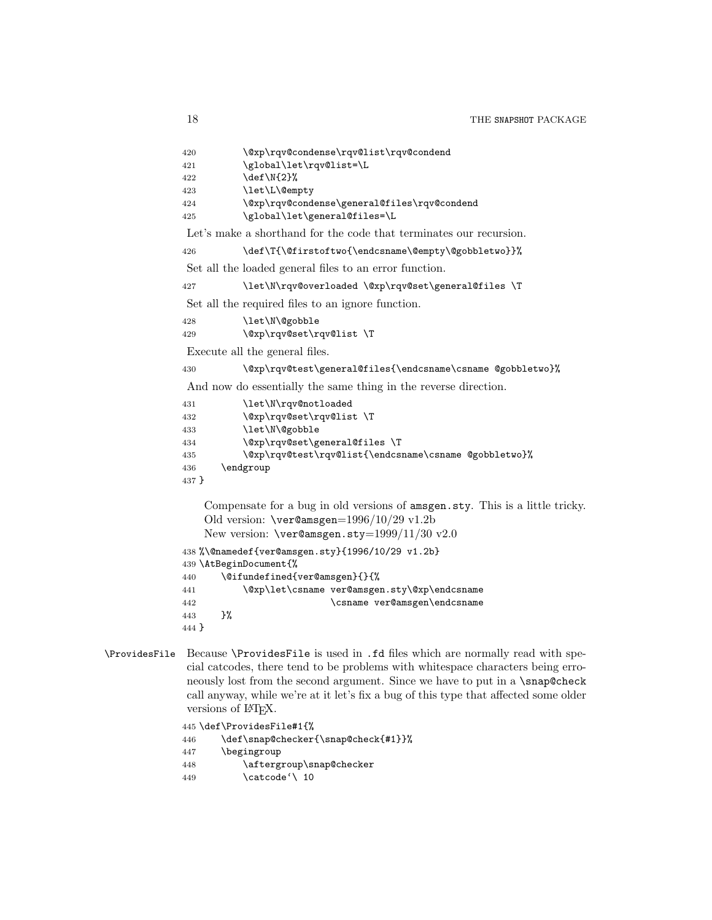```
420         \@xp\rqv@condense\rqv@list\rqv@condend
421         \global\let\rqv@list=\L
422         \def\N{2}%
423         \let\L\@empty
424         \@xp\rqv@condense\general@files\rqv@condend
425         \global\let\general@files=\L
```

Let's make a shorthand for the code that terminates our recursion.

```
426         \def\T{\@firstoftwo{\endcsname\@empty\@gobbletwo}}%
```

Set all the loaded general files to an error function.

```
427         \let\N\rqv@overloaded \@xp\rqv@set\general@files \T
```

Set all the required files to an ignore function.

```
428         \let\N\@gobble
429         \@xp\rqv@set\rqv@list \T
```

Execute all the general files.

```
430         \@xp\rqv@test\general@files{\endcsname\csname @gobbletwo}%
```

And now do essentially the same thing in the reverse direction.

```
431         \let\N\rqv@notloaded
432         \@xp\rqv@set\rqv@list \T
433         \let\N\@gobble
434         \@xp\rqv@set\general@files \T
435         \@xp\rqv@test\rqv@list{\endcsname\csname @gobbletwo}%
436     \endgroup
437 }
```

Compensate for a bug in old versions of amsgen.sty. This is a little tricky.
Old version: \ver@amsgen=1996/10/29 v1.2b
New version: \ver@amsgen.sty=1999/11/30 v2.0

```
438 %\@namedef{ver@amsgen.sty}{1996/10/29 v1.2b}
439 \AtBeginDocument{%
440     \@ifundefined{ver@amsgen}{}{%
441         \@xp\let\csname ver@amsgen.sty\@xp\endcsname
442                         \csname ver@amsgen\endcsname
443     }%
444 }
```

\ProvidesFile Because \ProvidesFile is used in .fd files which are normally read with special catcodes, there tend to be problems with whitespace characters being erroneously lost from the second argument. Since we have to put in a \snap@check call anyway, while we're at it let's fix a bug of this type that affected some older versions of LaTeX.

```
445 \def\ProvidesFile#1{%
446     \def\snap@checker{\snap@check{#1}}%
447     \begingroup
448         \aftergroup\snap@checker
449         \catcode`\ 10
```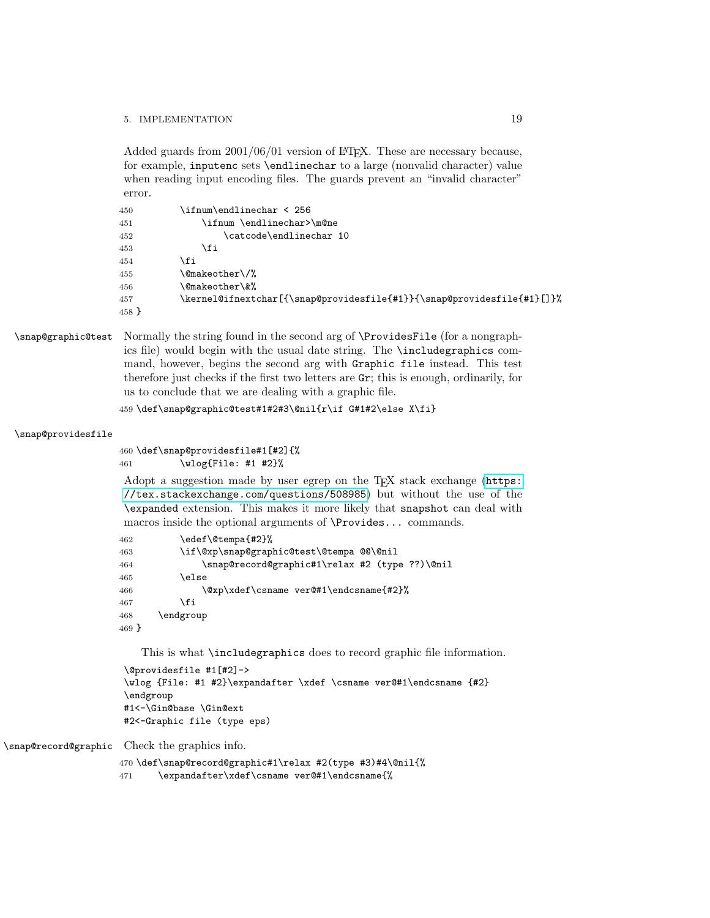Added guards from 2001/06/01 version of LaTeX. These are necessary because, for example, `inputenc` sets `\endlinechar` to a large (nonvalid character) value when reading input encoding files. The guards prevent an "invalid character" error.

```
450         \ifnum\endlinechar < 256
451             \ifnum \endlinechar>\m@ne
452                 \catcode\endlinechar 10
453             \fi
454         \fi
455         \@makeother\/%
456         \@makeother\&%
457         \kernel@ifnextchar[{\snap@providesfile{#1}}{\snap@providesfile{#1}[]}%
458 }
```

`\snap@graphic@test` Normally the string found in the second arg of `\ProvidesFile` (for a nongraphics file) would begin with the usual date string. The `\includegraphics` command, however, begins the second arg with `Graphic file` instead. This test therefore just checks if the first two letters are `Gr`; this is enough, ordinarily, for us to conclude that we are dealing with a graphic file.

```
459 \def\snap@graphic@test#1#2#3\@nil{r\if G#1#2\else X\fi}
```

`\snap@providesfile`

```
460 \def\snap@providesfile#1[#2]{%
461         \wlog{File: #1 #2}%
```

Adopt a suggestion made by user egrep on the TeX stack exchange (https://tex.stackexchange.com/questions/508985) but without the use of the `\expanded` extension. This makes it more likely that `snapshot` can deal with macros inside the optional arguments of `\Provides...` commands.

```
462         \edef\@tempa{#2}%
463         \if\@xp\snap@graphic@test\@tempa @@\@nil
464             \snap@record@graphic#1\relax #2 (type ??)\@nil
465         \else
466             \@xp\xdef\csname ver@#1\endcsname{#2}%
467         \fi
468     \endgroup
469 }
```

This is what `\includegraphics` does to record graphic file information.

```
\@providesfile #1[#2]->
\wlog {File: #1 #2}\expandafter \xdef \csname ver@#1\endcsname {#2}
\endgroup
#1<-\Gin@base \Gin@ext
#2<-Graphic file (type eps)
```

`\snap@record@graphic` Check the graphics info.

```
470 \def\snap@record@graphic#1\relax #2(type #3)#4\@nil{%
471     \expandafter\xdef\csname ver@#1\endcsname{%
```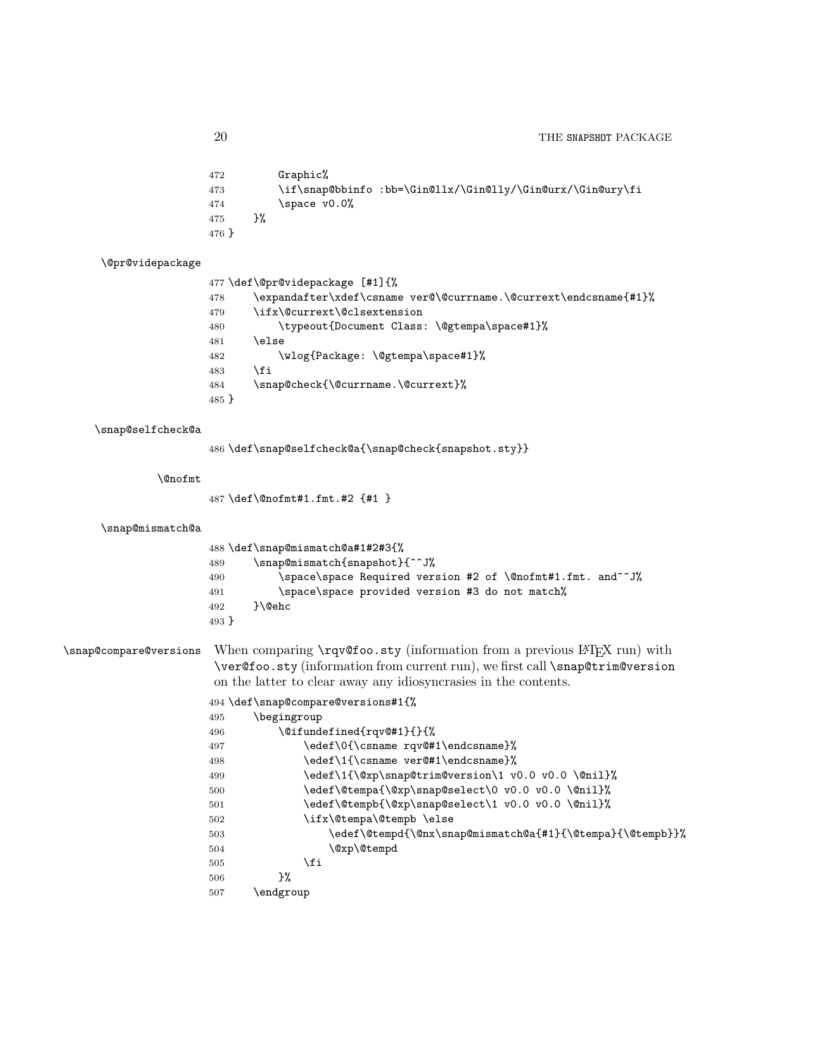```
472         Graphic%
473         \if\snap@bbinfo :bb=\Gin@llx/\Gin@lly/\Gin@urx/\Gin@ury\fi
474         \space v0.0%
475     }%
476 }
```

\@pr@videpackage

```
477 \def\@pr@videpackage [#1]{%
478     \expandafter\xdef\csname ver@\@currname.\@currext\endcsname{#1}%
479     \ifx\@currext\@clsextension
480         \typeout{Document Class: \@gtempa\space#1}%
481     \else
482         \wlog{Package: \@gtempa\space#1}%
483     \fi
484     \snap@check{\@currname.\@currext}%
485 }
```

\snap@selfcheck@a

```
486 \def\snap@selfcheck@a{\snap@check{snapshot.sty}}
```

\@nofmt

```
487 \def\@nofmt#1.fmt.#2 {#1 }
```

\snap@mismatch@a

```
488 \def\snap@mismatch@a#1#2#3{%
489     \snap@mismatch{snapshot}{^^J%
490         \space\space Required version #2 of \@nofmt#1.fmt. and^^J%
491         \space\space provided version #3 do not match%
492     }\@ehc
493 }
```

\snap@compare@versions When comparing `\rqv@foo.sty` (information from a previous LaTeX run) with `\ver@foo.sty` (information from current run), we first call `\snap@trim@version` on the latter to clear away any idiosyncrasies in the contents.

```
494 \def\snap@compare@versions#1{%
495     \begingroup
496         \@ifundefined{rqv@#1}{}{%
497             \edef\0{\csname rqv@#1\endcsname}%
498             \edef\1{\csname ver@#1\endcsname}%
499             \edef\1{\@xp\snap@trim@version\1 v0.0 v0.0 \@nil}%
500             \edef\@tempa{\@xp\snap@select\0 v0.0 v0.0 \@nil}%
501             \edef\@tempb{\@xp\snap@select\1 v0.0 v0.0 \@nil}%
502             \ifx\@tempa\@tempb \else
503                 \edef\@tempd{\@nx\snap@mismatch@a{#1}{\@tempa}{\@tempb}}%
504                 \@xp\@tempd
505             \fi
506         }%
507     \endgroup
```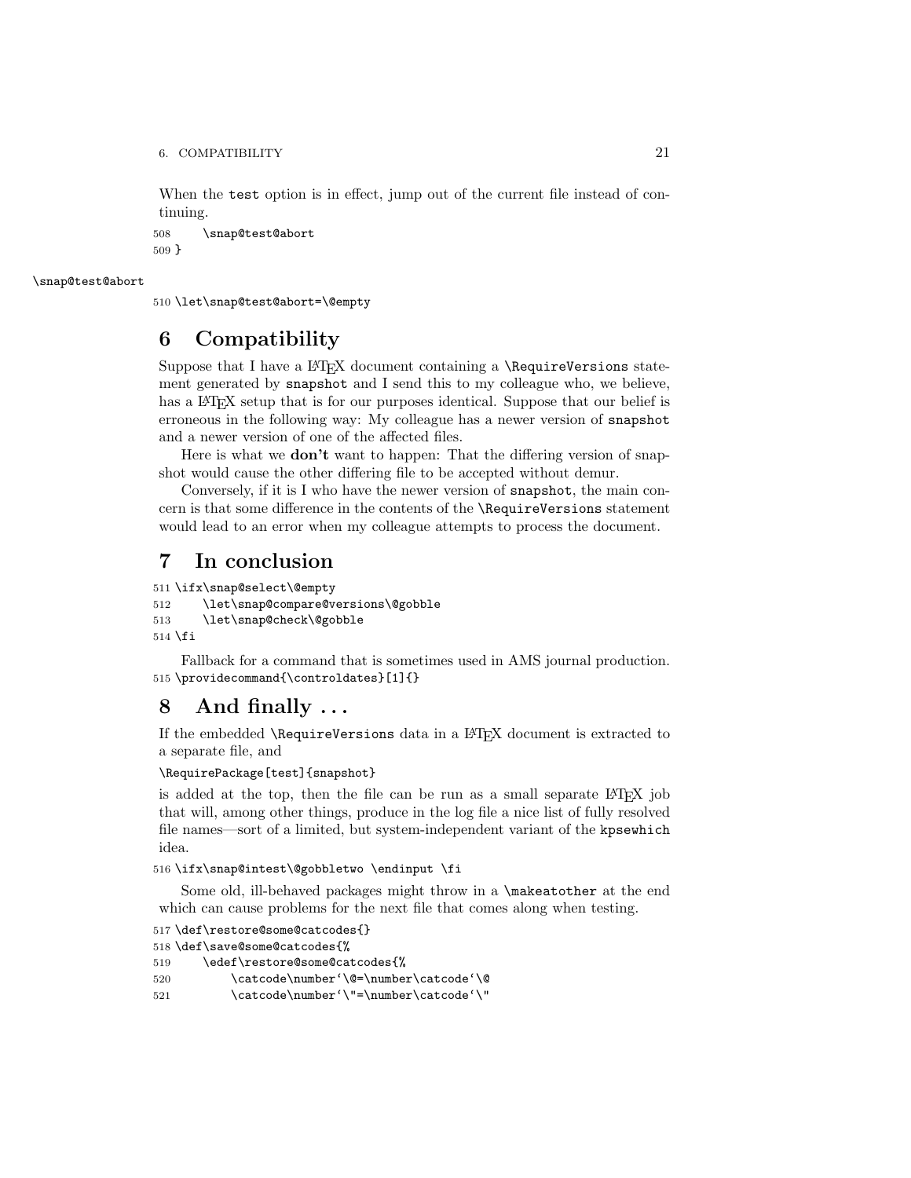When the test option is in effect, jump out of the current file instead of continuing.

```
508     \snap@test@abort
509 }
```

\snap@test@abort

```
510 \let\snap@test@abort=\@empty
```

# 6 Compatibility

Suppose that I have a LaTeX document containing a \RequireVersions statement generated by snapshot and I send this to my colleague who, we believe, has a LaTeX setup that is for our purposes identical. Suppose that our belief is erroneous in the following way: My colleague has a newer version of snapshot and a newer version of one of the affected files.

Here is what we **don't** want to happen: That the differing version of snapshot would cause the other differing file to be accepted without demur.

Conversely, if it is I who have the newer version of snapshot, the main concern is that some difference in the contents of the \RequireVersions statement would lead to an error when my colleague attempts to process the document.

# 7 In conclusion

```
511 \ifx\snap@select\@empty
512     \let\snap@compare@versions\@gobble
513     \let\snap@check\@gobble
514 \fi
```

Fallback for a command that is sometimes used in AMS journal production.

```
515 \providecommand{\controldates}[1]{}
```

# 8 And finally ...

If the embedded \RequireVersions data in a LaTeX document is extracted to a separate file, and

```
\RequirePackage[test]{snapshot}
```

is added at the top, then the file can be run as a small separate LaTeX job that will, among other things, produce in the log file a nice list of fully resolved file names—sort of a limited, but system-independent variant of the kpsewhich idea.

```
516 \ifx\snap@intest\@gobbletwo \endinput \fi
```

Some old, ill-behaved packages might throw in a \makeatother at the end which can cause problems for the next file that comes along when testing.

```
517 \def\restore@some@catcodes{}
518 \def\save@some@catcodes{%
519     \edef\restore@some@catcodes{%
520         \catcode\number`\@=\number\catcode`\@
521         \catcode\number`\"=\number\catcode`\"
```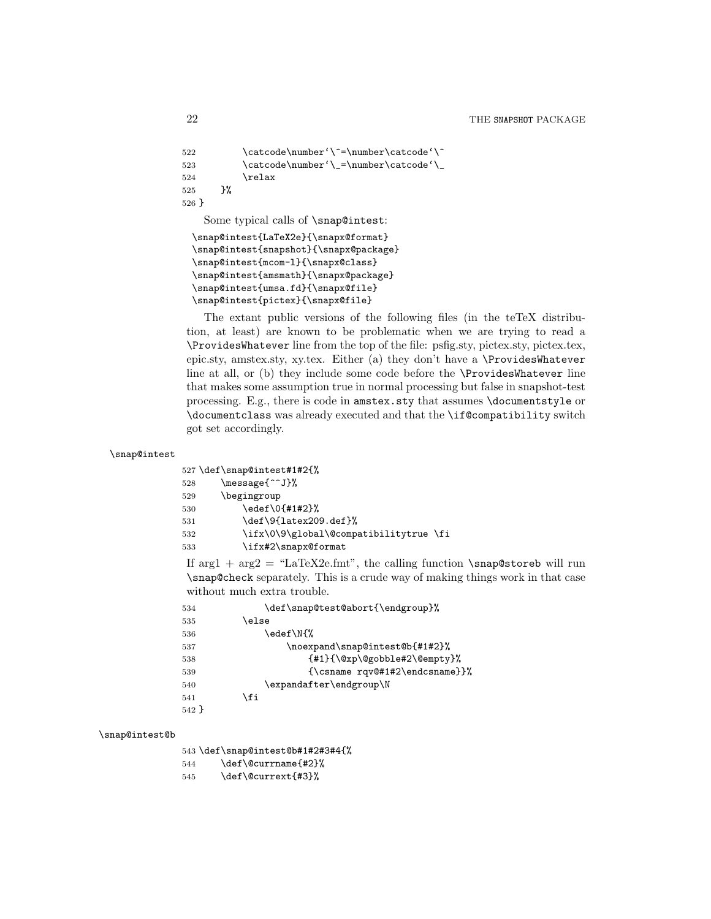```
522         \catcode\number`\^=\number\catcode`\^
523         \catcode\number`\_=\number\catcode`\_
524         \relax
525     }%
526 }
```

Some typical calls of `\snap@intest`:

```
\snap@intest{LaTeX2e}{\snapx@format}
\snap@intest{snapshot}{\snapx@package}
\snap@intest{mcom-l}{\snapx@class}
\snap@intest{amsmath}{\snapx@package}
\snap@intest{umsa.fd}{\snapx@file}
\snap@intest{pictex}{\snapx@file}
```

The extant public versions of the following files (in the teTeX distribution, at least) are known to be problematic when we are trying to read a `\ProvidesWhatever` line from the top of the file: psfig.sty, pictex.sty, pictex.tex, epic.sty, amstex.sty, xy.tex. Either (a) they don't have a `\ProvidesWhatever` line at all, or (b) they include some code before the `\ProvidesWhatever` line that makes some assumption true in normal processing but false in snapshot-test processing. E.g., there is code in `amstex.sty` that assumes `\documentstyle` or `\documentclass` was already executed and that the `\if@compatibility` switch got set accordingly.

`\snap@intest`

```
527 \def\snap@intest#1#2{%
528     \message{^^J}%
529     \begingroup
530         \edef\0{#1#2}%
531         \def\9{latex209.def}%
532         \ifx\0\9\global\@compatibilitytrue \fi
533         \ifx#2\snapx@format
```

If arg1 + arg2 = "LaTeX2e.fmt", the calling function `\snap@storeb` will run `\snap@check` separately. This is a crude way of making things work in that case without much extra trouble.

```
534             \def\snap@test@abort{\endgroup}%
535         \else
536             \edef\N{%
537                 \noexpand\snap@intest@b{#1#2}%
538                     {#1}{\@xp\@gobble#2\@empty}%
539                     {\csname rqv@#1#2\endcsname}}%
540             \expandafter\endgroup\N
541         \fi
542 }
```

`\snap@intest@b`

```
543 \def\snap@intest@b#1#2#3#4{%
544     \def\@currname{#2}%
545     \def\@currext{#3}%
```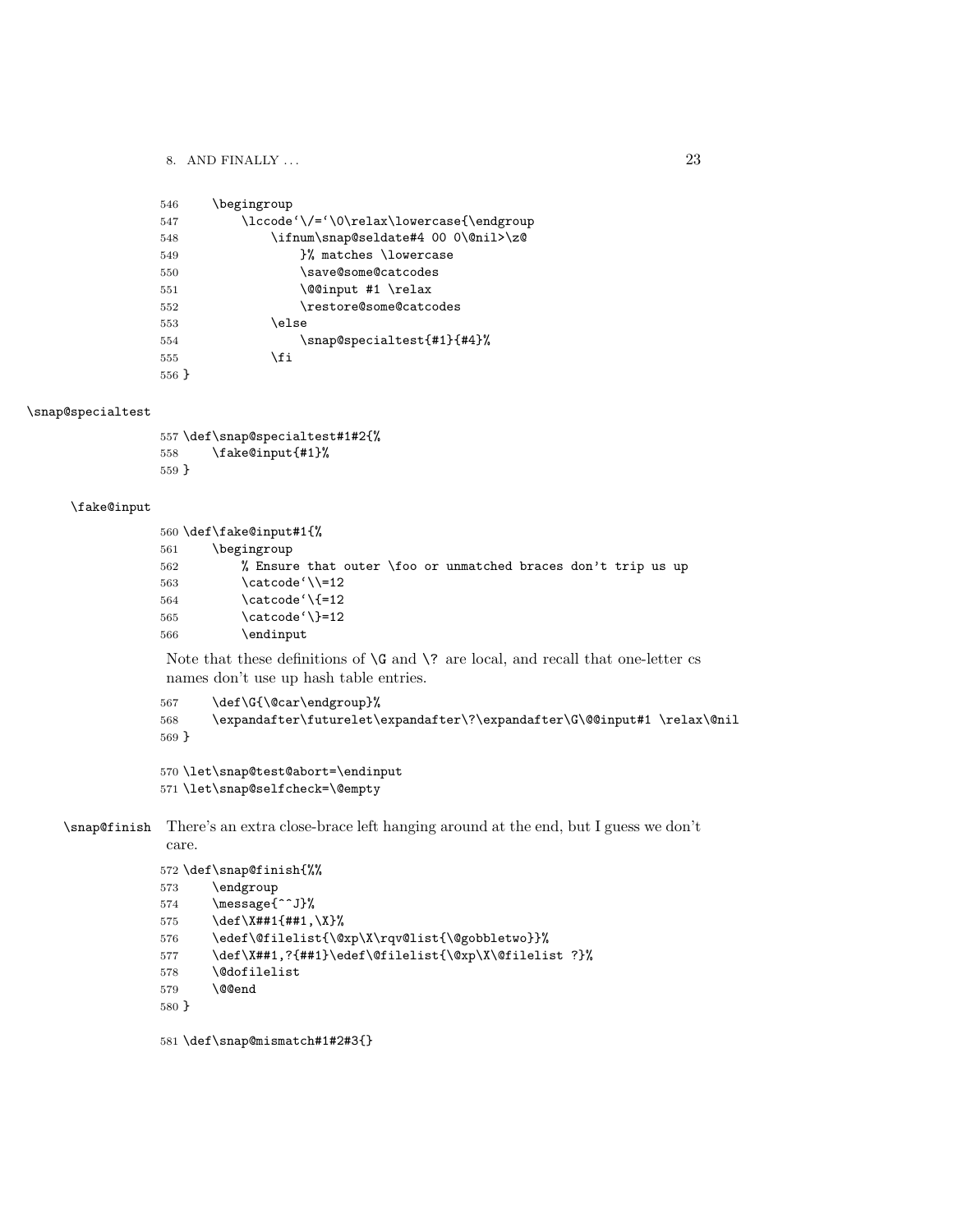```
546     \begingroup
547         \lccode`\/=`\0\relax\lowercase{\endgroup
548             \ifnum\snap@seldate#4 00 0\@nil>\z@
549                 }% matches \lowercase
550                 \save@some@catcodes
551                 \@@input #1 \relax
552                 \restore@some@catcodes
553             \else
554                 \snap@specialtest{#1}{#4}%
555             \fi
556 }
```

\snap@specialtest

```
557 \def\snap@specialtest#1#2{%
558     \fake@input{#1}%
559 }
```

\fake@input

```
560 \def\fake@input#1{%
561     \begingroup
562         % Ensure that outer \foo or unmatched braces don't trip us up
563         \catcode`\\=12
564         \catcode`\{=12
565         \catcode`\}=12
566         \endinput
```

Note that these definitions of \G and \? are local, and recall that one-letter cs names don't use up hash table entries.

```
567     \def\G{\@car\endgroup}%
568     \expandafter\futurelet\expandafter\?\expandafter\G\@@input#1 \relax\@nil
569 }

570 \let\snap@test@abort=\endinput
571 \let\snap@selfcheck=\@empty
```

\snap@finish There's an extra close-brace left hanging around at the end, but I guess we don't care.

```
572 \def\snap@finish{%%
573     \endgroup
574     \message{^^J}%
575     \def\X##1{##1,\X}%
576     \edef\@filelist{\@xp\X\rqv@list{\@gobbletwo}}%
577     \def\X##1,?{##1}\edef\@filelist{\@xp\X\@filelist ?}%
578     \@dofilelist
579     \@@end
580 }

581 \def\snap@mismatch#1#2#3{}
```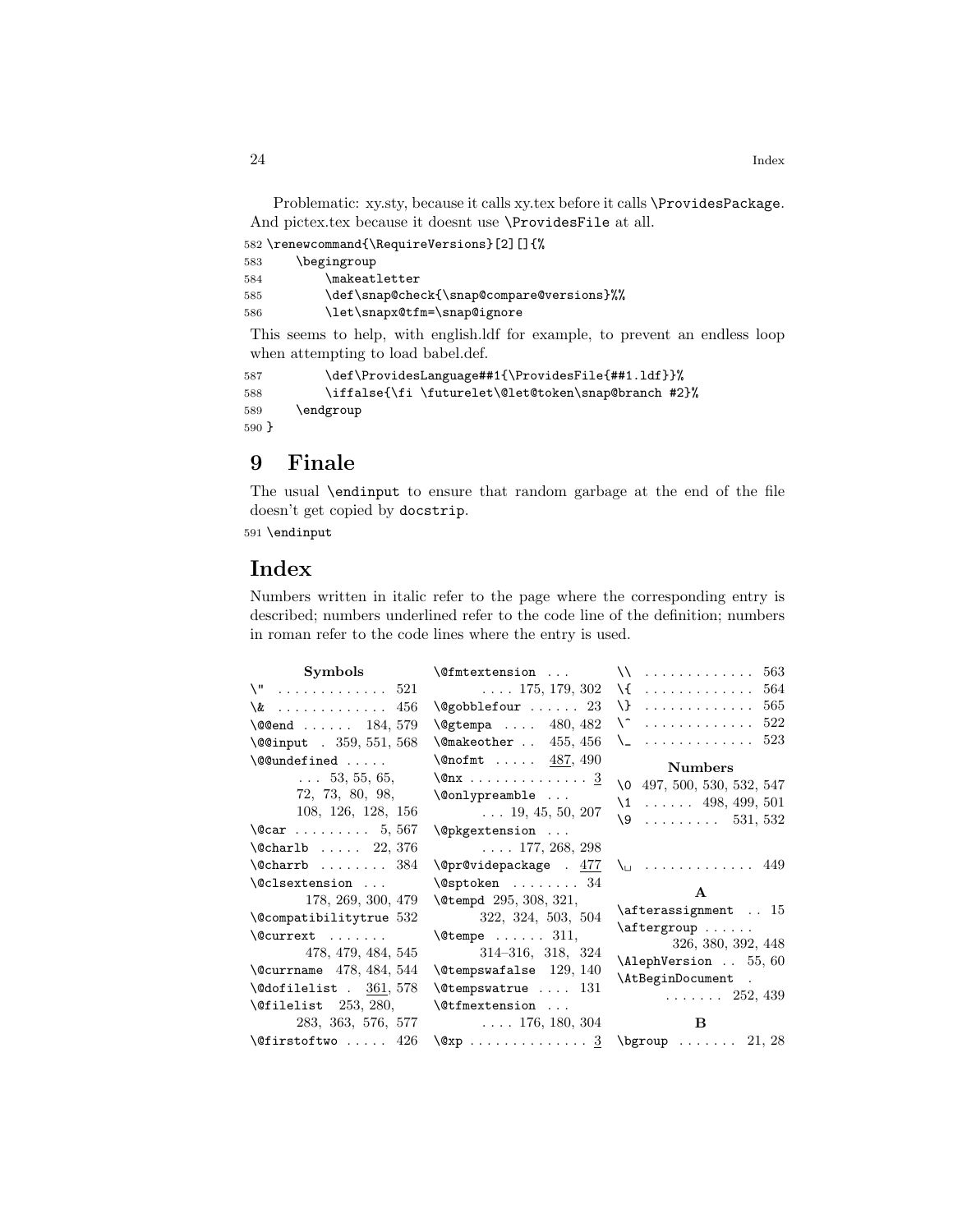Problematic: xy.sty, because it calls xy.tex before it calls `\ProvidesPackage`. And pictex.tex because it doesnt use `\ProvidesFile` at all.

```
582 \renewcommand{\RequireVersions}[2][]{%
583     \begingroup
584         \makeatletter
585         \def\snap@check{\snap@compare@versions}%%
586         \let\snapx@tfm=\snap@ignore
```

This seems to help, with english.ldf for example, to prevent an endless loop when attempting to load babel.def.

```
587         \def\ProvidesLanguage##1{\ProvidesFile{##1.ldf}}%
588         \iffalse{\fi \futurelet\@let@token\snap@branch #2}%
589     \endgroup
590 }
```

# 9 Finale

The usual `\endinput` to ensure that random garbage at the end of the file doesn't get copied by `docstrip`.

```
591 \endinput
```

# Index

Numbers written in italic refer to the page where the corresponding entry is described; numbers underlined refer to the code line of the definition; numbers in roman refer to the code lines where the entry is used.

**Symbols**

- `\"` . . . 521
- `\&` . . . 456
- `\@@end` . . . 184, 579
- `\@@input` . 359, 551, 568
- `\@@undefined` . . . 53, 55, 65, 72, 73, 80, 98, 108, 126, 128, 156
- `\@car` . . . 5, 567
- `\@charlb` . . . 22, 376
- `\@charrb` . . . 384
- `\@clsextension` . . . 178, 269, 300, 479
- `\@compatibilitytrue` 532
- `\@currext` . . . 478, 479, 484, 545
- `\@currname` 478, 484, 544
- `\@dofilelist` . 361, 578
- `\@filelist` 253, 280, 283, 363, 576, 577
- `\@firstoftwo` . . . 426
- `\@fmtextension` . . . 175, 179, 302
- `\@gobblefour` . . . 23
- `\@gtempa` . . . 480, 482
- `\@makeother` . . 455, 456
- `\@nofmt` . . . 487, 490
- `\@nx` . . . 3
- `\@onlypreamble` . . . 19, 45, 50, 207
- `\@pkgextension` . . . 177, 268, 298
- `\@pr@videpackage` . 477
- `\@sptoken` . . . 34
- `\@tempd` 295, 308, 321, 322, 324, 503, 504
- `\@tempe` . . . 311, 314–316, 318, 324
- `\@tempswafalse` 129, 140
- `\@tempswatrue` . . . 131
- `\@tfmextension` . . . 176, 180, 304
- `\@xp` . . . 3
- `\\` . . . 563
- `\{` . . . 564
- `\}` . . . 565
- `\^` . . . 522
- `\_` . . . 523

**Numbers**

- `\0` 497, 500, 530, 532, 547
- `\1` . . . 498, 499, 501
- `\9` . . . 531, 532

- `\␣` . . . 449

**A**

- `\afterassignment` . . 15
- `\aftergroup` . . . 326, 380, 392, 448
- `\AlephVersion` . . 55, 60
- `\AtBeginDocument` . . . 252, 439

**B**

- `\bgroup` . . . 21, 28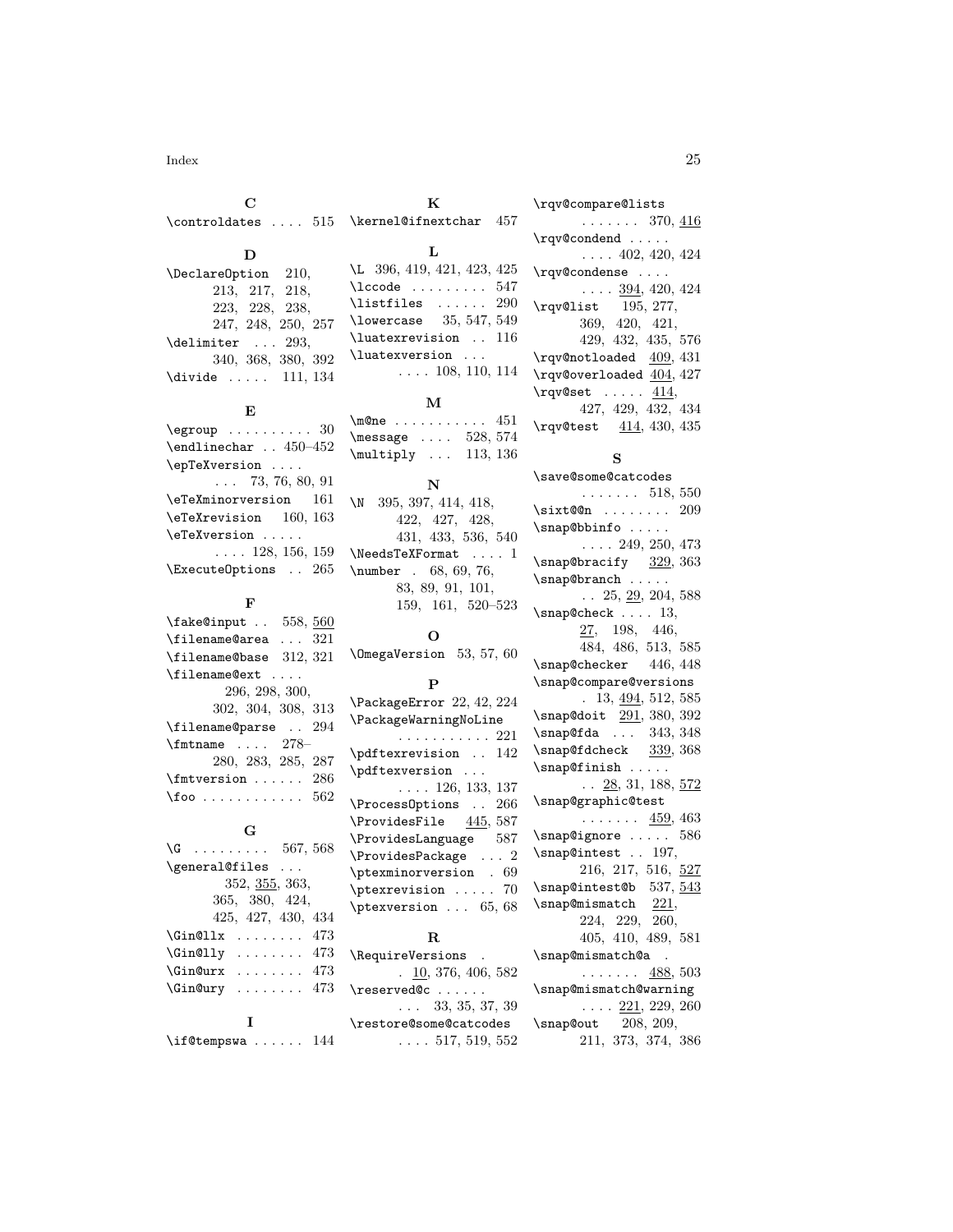### C

\controldates .... 515

### D

\DeclareOption 210, 213, 217, 218, 223, 228, 238, 247, 248, 250, 257
\delimiter ... 293, 340, 368, 380, 392
\divide ..... 111, 134

### E

\egroup .......... 30
\endlinechar .. 450–452
\epTeXversion .... 73, 76, 80, 91
\eTeXminorversion 161
\eTeXrevision 160, 163
\eTeXversion ..... 128, 156, 159
\ExecuteOptions .. 265

### F

\fake@input .. 558, 560
\filename@area ... 321
\filename@base 312, 321
\filename@ext .... 296, 298, 300, 302, 304, 308, 313
\filename@parse .. 294
\fmtname .... 278–280, 283, 285, 287
\fmtversion ...... 286
\foo ........... 562

### G

\G ......... 567, 568
\general@files ... 352, 355, 363, 365, 380, 424, 425, 427, 430, 434
\Gin@llx ........ 473
\Gin@lly ........ 473
\Gin@urx ........ 473
\Gin@ury ........ 473

### I

\if@tempswa ...... 144

### K

\kernel@ifnextchar 457

### L

\L 396, 419, 421, 423, 425
\lccode ......... 547
\listfiles ...... 290
\lowercase 35, 547, 549
\luatexrevision .. 116
\luatexversion ... .... 108, 110, 114

### M

\m@ne ........... 451
\message .... 528, 574
\multiply ... 113, 136

### N

\N 395, 397, 414, 418, 422, 427, 428, 431, 433, 536, 540
\NeedsTeXFormat .... 1
\number . 68, 69, 76, 83, 89, 91, 101, 159, 161, 520–523

### O

\OmegaVersion 53, 57, 60

### P

\PackageError 22, 42, 224
\PackageWarningNoLine ........... 221
\pdftexrevision .. 142
\pdftexversion ... .... 126, 133, 137
\ProcessOptions .. 266
\ProvidesFile 445, 587
\ProvidesLanguage 587
\ProvidesPackage ... 2
\ptexminorversion . 69
\ptexrevision ..... 70
\ptexversion ... 65, 68

### R

\RequireVersions . . 10, 376, 406, 582
\reserved@c ...... ... 33, 35, 37, 39
\restore@some@catcodes .... 517, 519, 552
\rqv@compare@lists ....... 370, 416
\rqv@condend ..... .... 402, 420, 424
\rqv@condense .... .... 394, 420, 424
\rqv@list 195, 277, 369, 420, 421, 429, 432, 435, 576
\rqv@notloaded 409, 431
\rqv@overloaded 404, 427
\rqv@set ..... 414, 427, 429, 432, 434
\rqv@test 414, 430, 435

### S

\save@some@catcodes ....... 518, 550
\sixt@@n ........ 209
\snap@bbinfo ..... .... 249, 250, 473
\snap@bracify 329, 363
\snap@branch ..... .. 25, 29, 204, 588
\snap@check .... 13, 27, 198, 446, 484, 486, 513, 585
\snap@checker 446, 448
\snap@compare@versions . 13, 494, 512, 585
\snap@doit 291, 380, 392
\snap@fda ... 343, 348
\snap@fdcheck 339, 368
\snap@finish ..... .. 28, 31, 188, 572
\snap@graphic@test ....... 459, 463
\snap@ignore ..... 586
\snap@intest .. 197, 216, 217, 516, 527
\snap@intest@b 537, 543
\snap@mismatch 221, 224, 229, 260, 405, 410, 489, 581
\snap@mismatch@a . ....... 488, 503
\snap@mismatch@warning .... 221, 229, 260
\snap@out 208, 209, 211, 373, 374, 386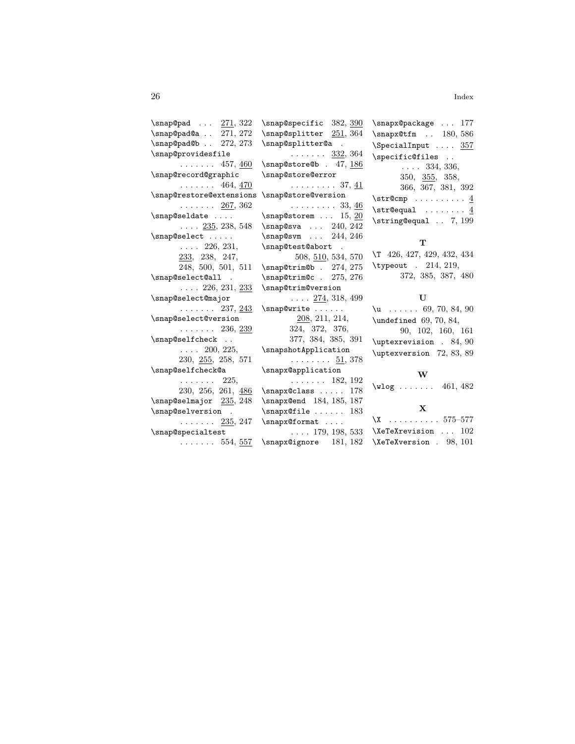\snap@pad . . . 271, 322
\snap@pad@a . . 271, 272
\snap@pad@b . . 272, 273
\snap@providesfile . . . . . . . 457, 460
\snap@record@graphic . . . . . . . 464, 470
\snap@restore@extensions . . . . . . . 267, 362
\snap@seldate . . . . . . . . 235, 238, 548
\snap@select . . . . . . . . . 226, 231, 233, 238, 247, 248, 500, 501, 511
\snap@select@all . . . . . 226, 231, 233
\snap@select@major . . . . . . . 237, 243
\snap@select@version . . . . . . . 236, 239
\snap@selfcheck . . . . . . 200, 225, 230, 255, 258, 571
\snap@selfcheck@a . . . . . . . 225, 230, 256, 261, 486
\snap@selmajor 235, 248
\snap@selversion . . . . . . . . 235, 247
\snap@specialtest . . . . . . . 554, 557
\snap@specific 382, 390
\snap@splitter 251, 364
\snap@splitter@a . . . . . . . . 332, 364
\snap@store@b . 47, 186
\snap@store@error . . . . . . . . . 37, 41
\snap@store@version . . . . . . . . . 33, 46
\snap@storem . . . 15, 20
\snap@sva . . . 240, 242
\snap@svm . . . 244, 246
\snap@test@abort . 508, 510, 534, 570
\snap@trim@b . 274, 275
\snap@trim@c . 275, 276
\snap@trim@version . . . . 274, 318, 499
\snap@write . . . . . . 208, 211, 214, 324, 372, 376, 377, 384, 385, 391
\snapshotApplication . . . . . . . . 51, 378
\snapx@application . . . . . . . 182, 192
\snapx@class . . . . . 178
\snapx@end 184, 185, 187
\snapx@file . . . . . . 183
\snapx@format . . . . . . . . 179, 198, 533
\snapx@ignore 181, 182
\snapx@package . . . 177
\snapx@tfm . . 180, 586
\SpecialInput . . . . 357
\specific@files . . . . . . 334, 336, 350, 355, 358, 366, 367, 381, 392
\str@cmp . . . . . . . . . . 4
\str@equal . . . . . . . . 4
\string@equal . . 7, 199

**T**

\T 426, 427, 429, 432, 434
\typeout . 214, 219, 372, 385, 387, 480

**U**

\u . . . . . . 69, 70, 84, 90
\undefined 69, 70, 84, 90, 102, 160, 161
\uptexrevision . 84, 90
\uptexversion 72, 83, 89

**W**

\wlog . . . . . . . 461, 482

**X**

\X . . . . . . . . . . 575–577
\XeTeXrevision . . . 102
\XeTeXversion . 98, 101